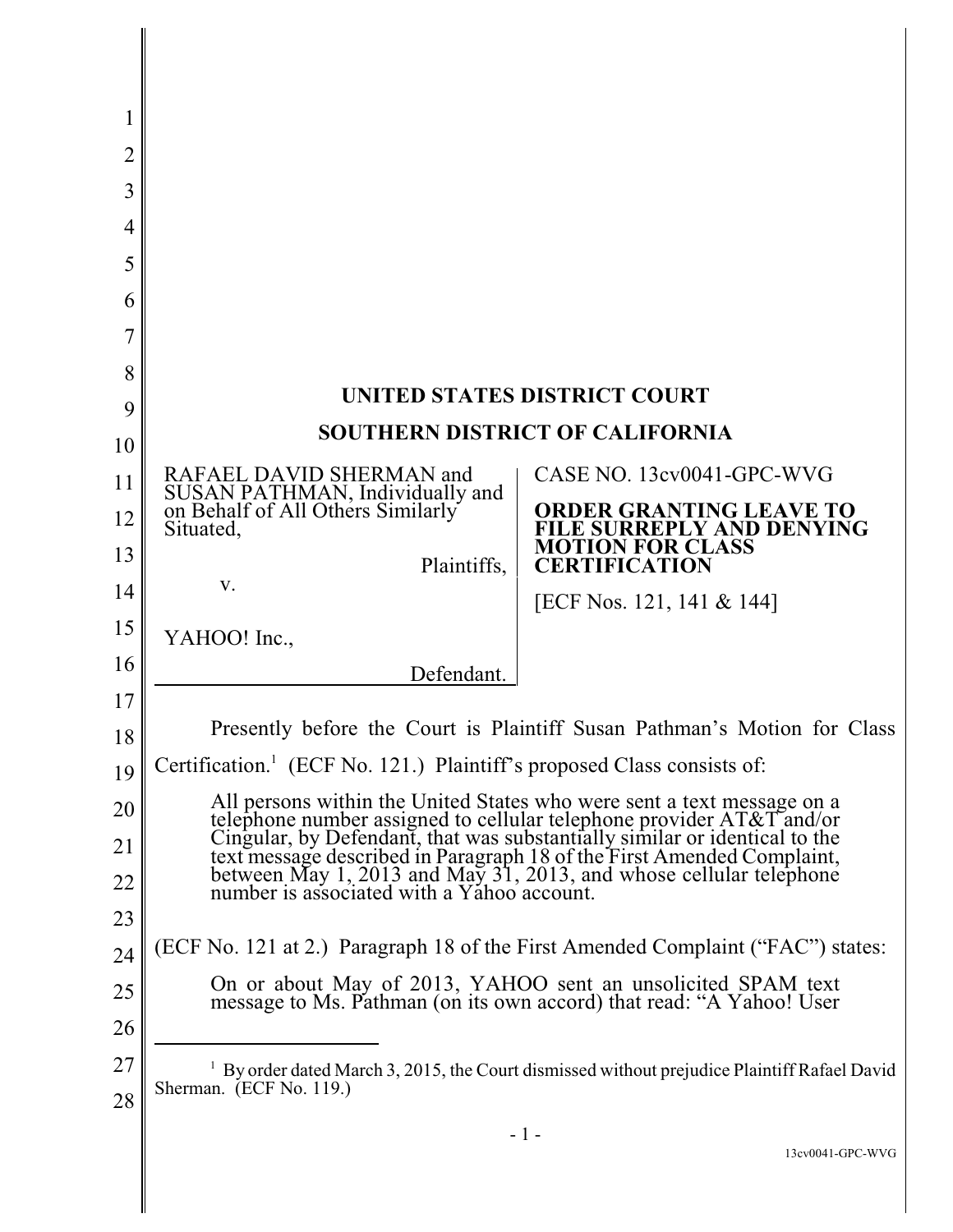# UNITED STATES DISTRICT COURT

# SOUTHERN DISTRICT OF CALIFORNIA

| | |
|---|---|
| RAFAEL DAVID SHERMAN and SUSAN PATHMAN, Individually and on Behalf of All Others Similarly Situated,<br><br>Plaintiffs,<br><br>v.<br><br>YAHOO! Inc.,<br><br>Defendant. | CASE NO. 13cv0041-GPC-WVG<br><br>**ORDER GRANTING LEAVE TO FILE SURREPLY AND DENYING MOTION FOR CLASS CERTIFICATION**<br><br>[ECF Nos. 121, 141 & 144] |

Presently before the Court is Plaintiff Susan Pathman's Motion for Class Certification.[1] (ECF No. 121.) Plaintiff's proposed Class consists of:

> All persons within the United States who were sent a text message on a telephone number assigned to cellular telephone provider AT&T and/or Cingular, by Defendant, that was substantially similar or identical to the text message described in Paragraph 18 of the First Amended Complaint, between May 1, 2013 and May 31, 2013, and whose cellular telephone number is associated with a Yahoo account.

(ECF No. 121 at 2.) Paragraph 18 of the First Amended Complaint ("FAC") states:

> On or about May of 2013, YAHOO sent an unsolicited SPAM text message to Ms. Pathman (on its own accord) that read: "A Yahoo! User

---

[1] By order dated March 3, 2015, the Court dismissed without prejudice Plaintiff Rafael David Sherman. (ECF No. 119.)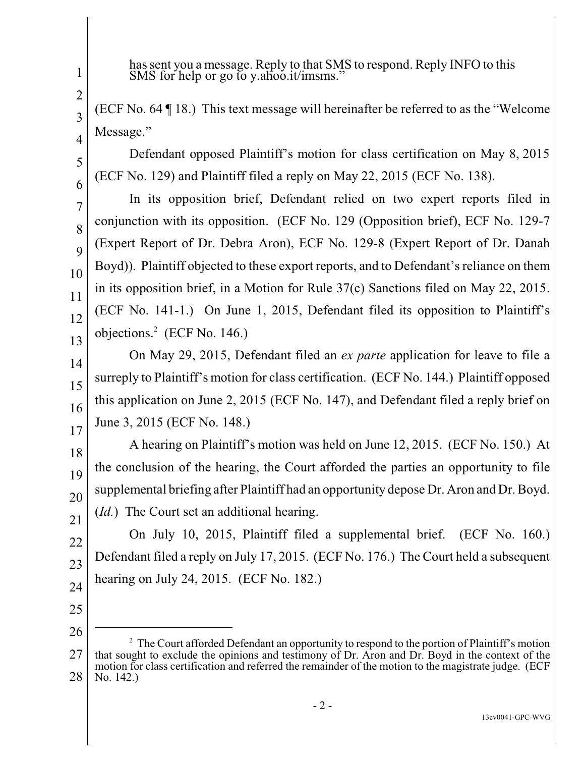has sent you a message. Reply to that SMS to respond. Reply INFO to this SMS for help or go to y.ahoo.it/imsms."

(ECF No. 64 ¶ 18.) This text message will hereinafter be referred to as the "Welcome Message."

Defendant opposed Plaintiff's motion for class certification on May 8, 2015 (ECF No. 129) and Plaintiff filed a reply on May 22, 2015 (ECF No. 138).

In its opposition brief, Defendant relied on two expert reports filed in conjunction with its opposition. (ECF No. 129 (Opposition brief), ECF No. 129-7 (Expert Report of Dr. Debra Aron), ECF No. 129-8 (Expert Report of Dr. Danah Boyd)). Plaintiff objected to these export reports, and to Defendant's reliance on them in its opposition brief, in a Motion for Rule 37(c) Sanctions filed on May 22, 2015. (ECF No. 141-1.) On June 1, 2015, Defendant filed its opposition to Plaintiff's objections.[2] (ECF No. 146.)

On May 29, 2015, Defendant filed an *ex parte* application for leave to file a surreply to Plaintiff's motion for class certification. (ECF No. 144.) Plaintiff opposed this application on June 2, 2015 (ECF No. 147), and Defendant filed a reply brief on June 3, 2015 (ECF No. 148.)

A hearing on Plaintiff's motion was held on June 12, 2015. (ECF No. 150.) At the conclusion of the hearing, the Court afforded the parties an opportunity to file supplemental briefing after Plaintiff had an opportunity depose Dr. Aron and Dr. Boyd. (*Id.*) The Court set an additional hearing.

On July 10, 2015, Plaintiff filed a supplemental brief. (ECF No. 160.) Defendant filed a reply on July 17, 2015. (ECF No. 176.) The Court held a subsequent hearing on July 24, 2015. (ECF No. 182.)

---

[2] The Court afforded Defendant an opportunity to respond to the portion of Plaintiff's motion that sought to exclude the opinions and testimony of Dr. Aron and Dr. Boyd in the context of the motion for class certification and referred the remainder of the motion to the magistrate judge. (ECF No. 142.)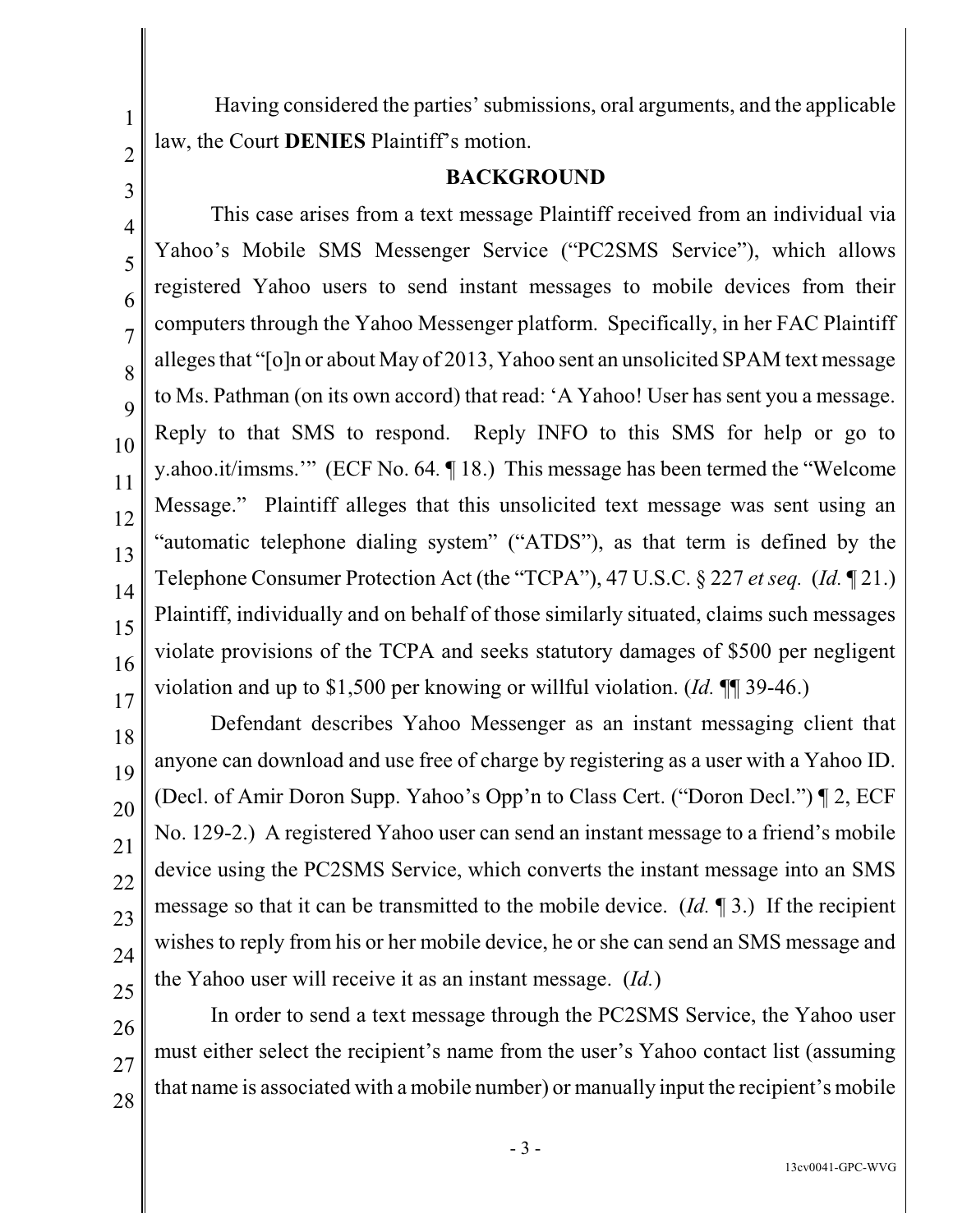Having considered the parties' submissions, oral arguments, and the applicable law, the Court **DENIES** Plaintiff's motion.

## BACKGROUND

This case arises from a text message Plaintiff received from an individual via Yahoo's Mobile SMS Messenger Service ("PC2SMS Service"), which allows registered Yahoo users to send instant messages to mobile devices from their computers through the Yahoo Messenger platform. Specifically, in her FAC Plaintiff alleges that "[o]n or about May of 2013, Yahoo sent an unsolicited SPAM text message to Ms. Pathman (on its own accord) that read: 'A Yahoo! User has sent you a message. Reply to that SMS to respond. Reply INFO to this SMS for help or go to y.ahoo.it/imsms.'" (ECF No. 64. ¶ 18.) This message has been termed the "Welcome Message." Plaintiff alleges that this unsolicited text message was sent using an "automatic telephone dialing system" ("ATDS"), as that term is defined by the Telephone Consumer Protection Act (the "TCPA"), 47 U.S.C. § 227 *et seq.* (*Id.* ¶ 21.) Plaintiff, individually and on behalf of those similarly situated, claims such messages violate provisions of the TCPA and seeks statutory damages of $500 per negligent violation and up to $1,500 per knowing or willful violation. (*Id.* ¶¶ 39-46.)

Defendant describes Yahoo Messenger as an instant messaging client that anyone can download and use free of charge by registering as a user with a Yahoo ID. (Decl. of Amir Doron Supp. Yahoo's Opp'n to Class Cert. ("Doron Decl.") ¶ 2, ECF No. 129-2.) A registered Yahoo user can send an instant message to a friend's mobile device using the PC2SMS Service, which converts the instant message into an SMS message so that it can be transmitted to the mobile device. (*Id.* ¶ 3.) If the recipient wishes to reply from his or her mobile device, he or she can send an SMS message and the Yahoo user will receive it as an instant message. (*Id.*)

In order to send a text message through the PC2SMS Service, the Yahoo user must either select the recipient's name from the user's Yahoo contact list (assuming that name is associated with a mobile number) or manually input the recipient's mobile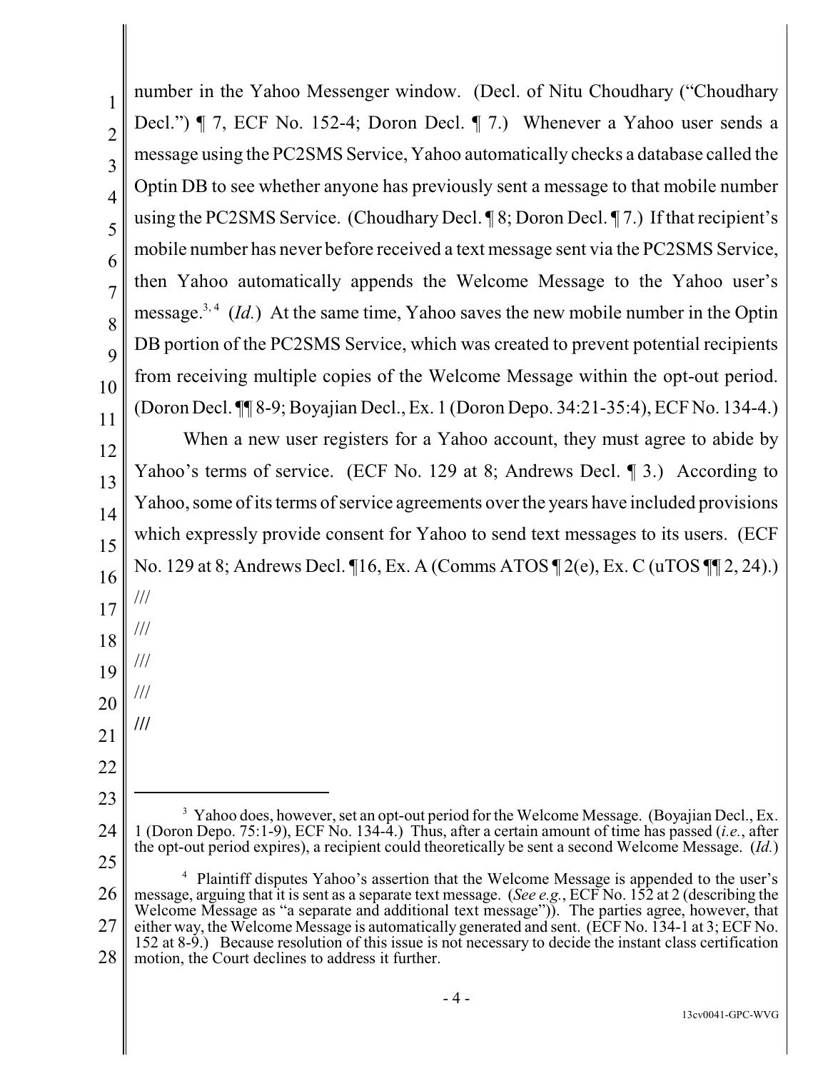number in the Yahoo Messenger window. (Decl. of Nitu Choudhary ("Choudhary Decl.") ¶ 7, ECF No. 152-4; Doron Decl. ¶ 7.) Whenever a Yahoo user sends a message using the PC2SMS Service, Yahoo automatically checks a database called the Optin DB to see whether anyone has previously sent a message to that mobile number using the PC2SMS Service. (Choudhary Decl. ¶ 8; Doron Decl. ¶ 7.) If that recipient's mobile number has never before received a text message sent via the PC2SMS Service, then Yahoo automatically appends the Welcome Message to the Yahoo user's message.[3, 4] (*Id.*) At the same time, Yahoo saves the new mobile number in the Optin DB portion of the PC2SMS Service, which was created to prevent potential recipients from receiving multiple copies of the Welcome Message within the opt-out period. (Doron Decl. ¶¶ 8-9; Boyajian Decl., Ex. 1 (Doron Depo. 34:21-35:4), ECF No. 134-4.)

When a new user registers for a Yahoo account, they must agree to abide by Yahoo's terms of service. (ECF No. 129 at 8; Andrews Decl. ¶ 3.) According to Yahoo, some of its terms of service agreements over the years have included provisions which expressly provide consent for Yahoo to send text messages to its users. (ECF No. 129 at 8; Andrews Decl. ¶16, Ex. A (Comms ATOS ¶ 2(e), Ex. C (uTOS ¶¶ 2, 24).)

///

///

///

///

///

---

[3] Yahoo does, however, set an opt-out period for the Welcome Message. (Boyajian Decl., Ex. 1 (Doron Depo. 75:1-9), ECF No. 134-4.) Thus, after a certain amount of time has passed (*i.e.*, after the opt-out period expires), a recipient could theoretically be sent a second Welcome Message. (*Id.*)

[4] Plaintiff disputes Yahoo's assertion that the Welcome Message is appended to the user's message, arguing that it is sent as a separate text message. (*See e.g.*, ECF No. 152 at 2 (describing the Welcome Message as "a separate and additional text message")). The parties agree, however, that either way, the Welcome Message is automatically generated and sent. (ECF No. 134-1 at 3; ECF No. 152 at 8-9.) Because resolution of this issue is not necessary to decide the instant class certification motion, the Court declines to address it further.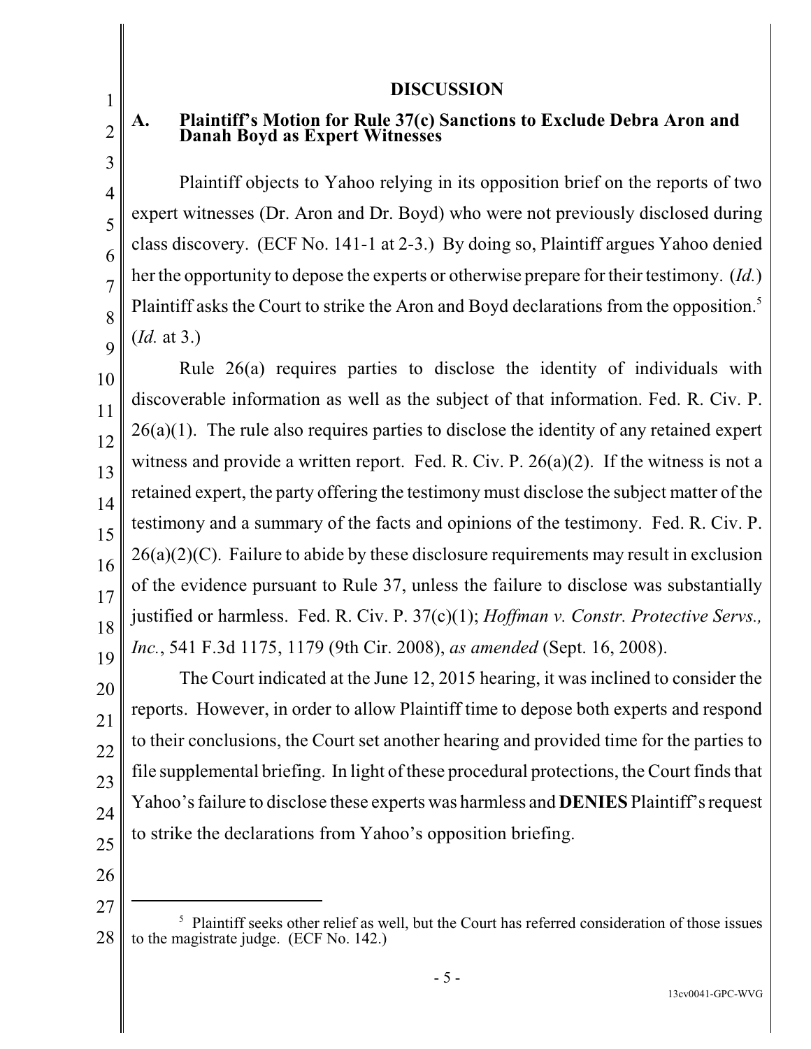## DISCUSSION

### A. Plaintiff's Motion for Rule 37(c) Sanctions to Exclude Debra Aron and Danah Boyd as Expert Witnesses

Plaintiff objects to Yahoo relying in its opposition brief on the reports of two expert witnesses (Dr. Aron and Dr. Boyd) who were not previously disclosed during class discovery. (ECF No. 141-1 at 2-3.) By doing so, Plaintiff argues Yahoo denied her the opportunity to depose the experts or otherwise prepare for their testimony. (*Id.*) Plaintiff asks the Court to strike the Aron and Boyd declarations from the opposition.[5] (*Id.* at 3.)

Rule 26(a) requires parties to disclose the identity of individuals with discoverable information as well as the subject of that information. Fed. R. Civ. P. 26(a)(1). The rule also requires parties to disclose the identity of any retained expert witness and provide a written report. Fed. R. Civ. P. 26(a)(2). If the witness is not a retained expert, the party offering the testimony must disclose the subject matter of the testimony and a summary of the facts and opinions of the testimony. Fed. R. Civ. P. 26(a)(2)(C). Failure to abide by these disclosure requirements may result in exclusion of the evidence pursuant to Rule 37, unless the failure to disclose was substantially justified or harmless. Fed. R. Civ. P. 37(c)(1); *Hoffman v. Constr. Protective Servs., Inc.*, 541 F.3d 1175, 1179 (9th Cir. 2008), *as amended* (Sept. 16, 2008).

The Court indicated at the June 12, 2015 hearing, it was inclined to consider the reports. However, in order to allow Plaintiff time to depose both experts and respond to their conclusions, the Court set another hearing and provided time for the parties to file supplemental briefing. In light of these procedural protections, the Court finds that Yahoo's failure to disclose these experts was harmless and **DENIES** Plaintiff's request to strike the declarations from Yahoo's opposition briefing.

---

[5] Plaintiff seeks other relief as well, but the Court has referred consideration of those issues to the magistrate judge. (ECF No. 142.)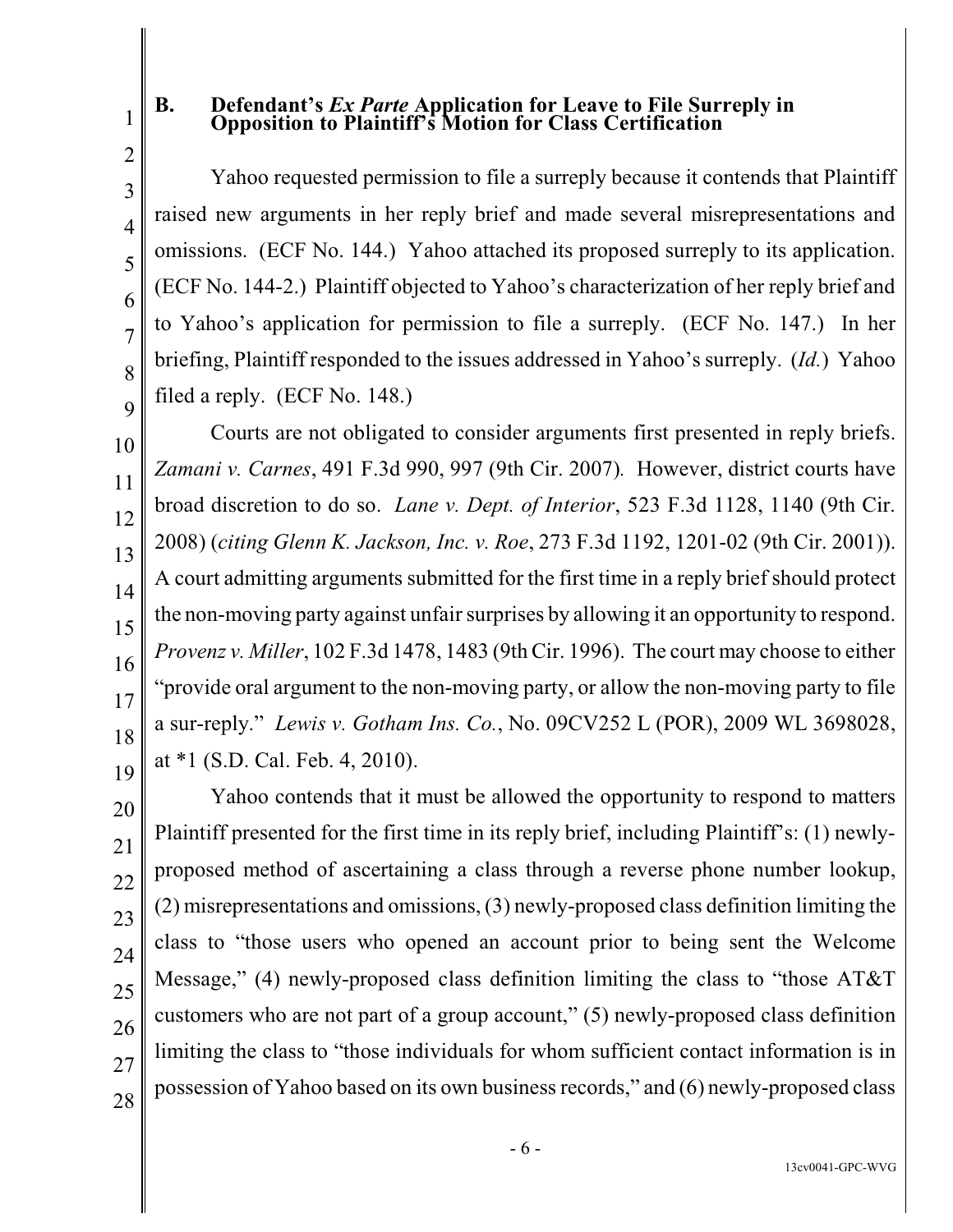### B. Defendant's *Ex Parte* Application for Leave to File Surreply in Opposition to Plaintiff's Motion for Class Certification

Yahoo requested permission to file a surreply because it contends that Plaintiff raised new arguments in her reply brief and made several misrepresentations and omissions. (ECF No. 144.) Yahoo attached its proposed surreply to its application. (ECF No. 144-2.) Plaintiff objected to Yahoo's characterization of her reply brief and to Yahoo's application for permission to file a surreply. (ECF No. 147.) In her briefing, Plaintiff responded to the issues addressed in Yahoo's surreply. (*Id.*) Yahoo filed a reply. (ECF No. 148.)

Courts are not obligated to consider arguments first presented in reply briefs. *Zamani v. Carnes*, 491 F.3d 990, 997 (9th Cir. 2007). However, district courts have broad discretion to do so. *Lane v. Dept. of Interior*, 523 F.3d 1128, 1140 (9th Cir. 2008) (*citing Glenn K. Jackson, Inc. v. Roe*, 273 F.3d 1192, 1201-02 (9th Cir. 2001)). A court admitting arguments submitted for the first time in a reply brief should protect the non-moving party against unfair surprises by allowing it an opportunity to respond. *Provenz v. Miller*, 102 F.3d 1478, 1483 (9th Cir. 1996). The court may choose to either "provide oral argument to the non-moving party, or allow the non-moving party to file a sur-reply." *Lewis v. Gotham Ins. Co.*, No. 09CV252 L (POR), 2009 WL 3698028, at *1 (S.D. Cal. Feb. 4, 2010).

Yahoo contends that it must be allowed the opportunity to respond to matters Plaintiff presented for the first time in its reply brief, including Plaintiff's: (1) newly-proposed method of ascertaining a class through a reverse phone number lookup, (2) misrepresentations and omissions, (3) newly-proposed class definition limiting the class to "those users who opened an account prior to being sent the Welcome Message," (4) newly-proposed class definition limiting the class to "those AT&T customers who are not part of a group account," (5) newly-proposed class definition limiting the class to "those individuals for whom sufficient contact information is in possession of Yahoo based on its own business records," and (6) newly-proposed class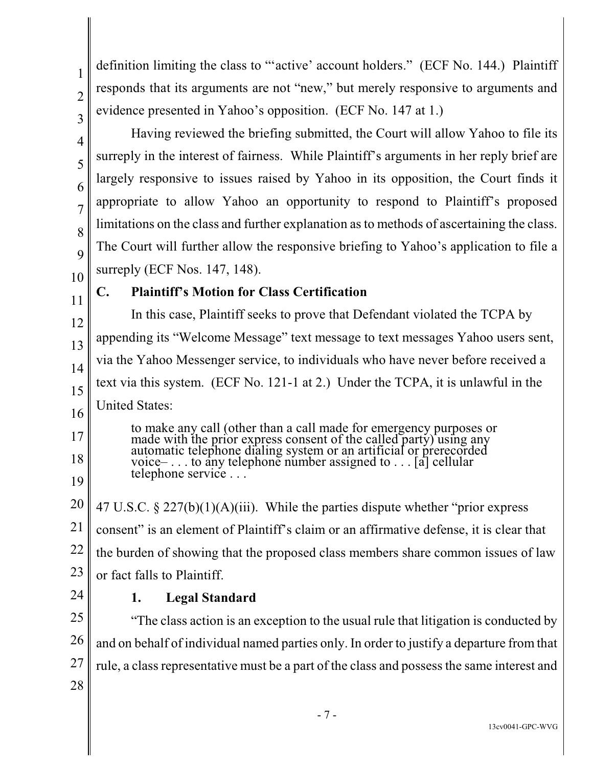definition limiting the class to "'active' account holders." (ECF No. 144.) Plaintiff responds that its arguments are not "new," but merely responsive to arguments and evidence presented in Yahoo's opposition. (ECF No. 147 at 1.)

Having reviewed the briefing submitted, the Court will allow Yahoo to file its surreply in the interest of fairness. While Plaintiff's arguments in her reply brief are largely responsive to issues raised by Yahoo in its opposition, the Court finds it appropriate to allow Yahoo an opportunity to respond to Plaintiff's proposed limitations on the class and further explanation as to methods of ascertaining the class. The Court will further allow the responsive briefing to Yahoo's application to file a surreply (ECF Nos. 147, 148).

### C. Plaintiff's Motion for Class Certification

In this case, Plaintiff seeks to prove that Defendant violated the TCPA by appending its "Welcome Message" text message to text messages Yahoo users sent, via the Yahoo Messenger service, to individuals who have never before received a text via this system. (ECF No. 121-1 at 2.) Under the TCPA, it is unlawful in the United States:

> to make any call (other than a call made for emergency purposes or made with the prior express consent of the called party) using any automatic telephone dialing system or an artificial or prerecorded voice– . . . to any telephone number assigned to . . . [a] cellular telephone service . . .

47 U.S.C. § 227(b)(1)(A)(iii). While the parties dispute whether "prior express consent" is an element of Plaintiff's claim or an affirmative defense, it is clear that the burden of showing that the proposed class members share common issues of law or fact falls to Plaintiff.

#### 1. Legal Standard

"The class action is an exception to the usual rule that litigation is conducted by and on behalf of individual named parties only. In order to justify a departure from that rule, a class representative must be a part of the class and possess the same interest and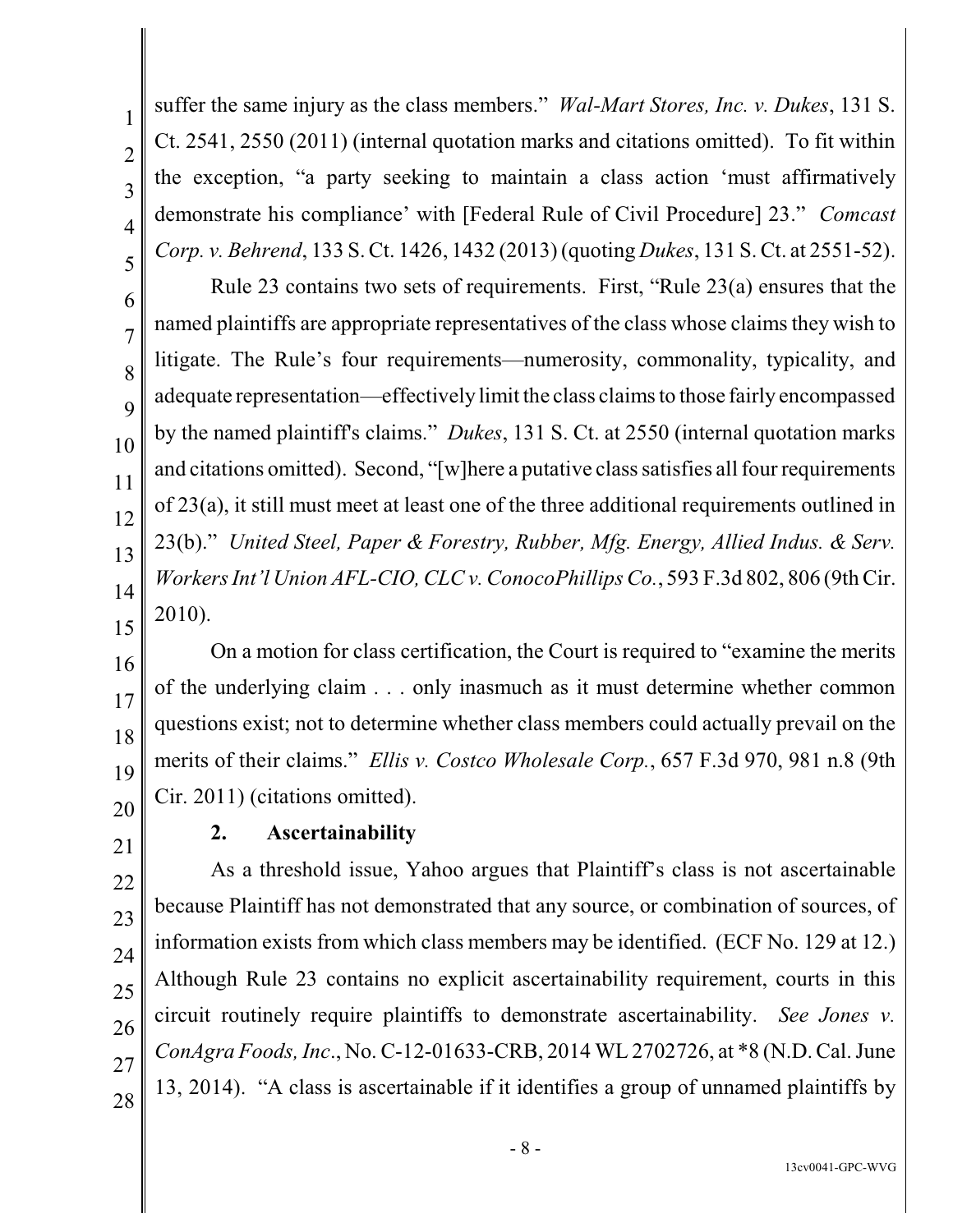suffer the same injury as the class members." *Wal-Mart Stores, Inc. v. Dukes*, 131 S. Ct. 2541, 2550 (2011) (internal quotation marks and citations omitted). To fit within the exception, "a party seeking to maintain a class action 'must affirmatively demonstrate his compliance' with [Federal Rule of Civil Procedure] 23." *Comcast Corp. v. Behrend*, 133 S. Ct. 1426, 1432 (2013) (quoting *Dukes*, 131 S. Ct. at 2551-52).

Rule 23 contains two sets of requirements. First, "Rule 23(a) ensures that the named plaintiffs are appropriate representatives of the class whose claims they wish to litigate. The Rule's four requirements—numerosity, commonality, typicality, and adequate representation—effectively limit the class claims to those fairly encompassed by the named plaintiff's claims." *Dukes*, 131 S. Ct. at 2550 (internal quotation marks and citations omitted). Second, "[w]here a putative class satisfies all four requirements of 23(a), it still must meet at least one of the three additional requirements outlined in 23(b)." *United Steel, Paper & Forestry, Rubber, Mfg. Energy, Allied Indus. & Serv. Workers Int'l Union AFL-CIO, CLC v. ConocoPhillips Co.*, 593 F.3d 802, 806 (9th Cir. 2010).

On a motion for class certification, the Court is required to "examine the merits of the underlying claim . . . only inasmuch as it must determine whether common questions exist; not to determine whether class members could actually prevail on the merits of their claims." *Ellis v. Costco Wholesale Corp.*, 657 F.3d 970, 981 n.8 (9th Cir. 2011) (citations omitted).

### 2. Ascertainability

As a threshold issue, Yahoo argues that Plaintiff's class is not ascertainable because Plaintiff has not demonstrated that any source, or combination of sources, of information exists from which class members may be identified. (ECF No. 129 at 12.) Although Rule 23 contains no explicit ascertainability requirement, courts in this circuit routinely require plaintiffs to demonstrate ascertainability. *See Jones v. ConAgra Foods, Inc*., No. C-12-01633-CRB, 2014 WL 2702726, at *8 (N.D. Cal. June 13, 2014). "A class is ascertainable if it identifies a group of unnamed plaintiffs by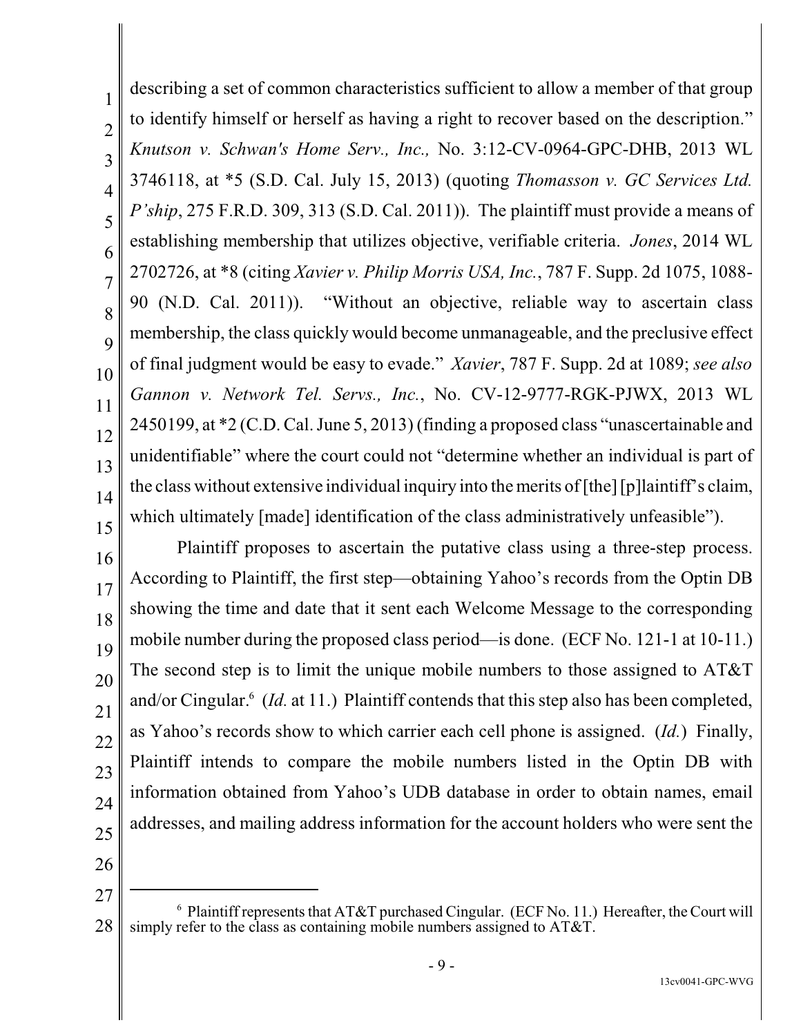describing a set of common characteristics sufficient to allow a member of that group to identify himself or herself as having a right to recover based on the description." *Knutson v. Schwan's Home Serv., Inc.,* No. 3:12-CV-0964-GPC-DHB, 2013 WL 3746118, at *5 (S.D. Cal. July 15, 2013) (quoting *Thomasson v. GC Services Ltd. P'ship*, 275 F.R.D. 309, 313 (S.D. Cal. 2011)). The plaintiff must provide a means of establishing membership that utilizes objective, verifiable criteria. *Jones*, 2014 WL 2702726, at *8 (citing *Xavier v. Philip Morris USA, Inc.*, 787 F. Supp. 2d 1075, 1088-90 (N.D. Cal. 2011)). "Without an objective, reliable way to ascertain class membership, the class quickly would become unmanageable, and the preclusive effect of final judgment would be easy to evade." *Xavier*, 787 F. Supp. 2d at 1089; *see also Gannon v. Network Tel. Servs., Inc.*, No. CV-12-9777-RGK-PJWX, 2013 WL 2450199, at *2 (C.D. Cal. June 5, 2013) (finding a proposed class "unascertainable and unidentifiable" where the court could not "determine whether an individual is part of the class without extensive individual inquiry into the merits of [the] [p]laintiff's claim, which ultimately [made] identification of the class administratively unfeasible").

Plaintiff proposes to ascertain the putative class using a three-step process. According to Plaintiff, the first step—obtaining Yahoo's records from the Optin DB showing the time and date that it sent each Welcome Message to the corresponding mobile number during the proposed class period—is done. (ECF No. 121-1 at 10-11.) The second step is to limit the unique mobile numbers to those assigned to AT&T and/or Cingular.[6] (*Id.* at 11.) Plaintiff contends that this step also has been completed, as Yahoo's records show to which carrier each cell phone is assigned. (*Id.*) Finally, Plaintiff intends to compare the mobile numbers listed in the Optin DB with information obtained from Yahoo's UDB database in order to obtain names, email addresses, and mailing address information for the account holders who were sent the

---

[6] Plaintiff represents that AT&T purchased Cingular. (ECF No. 11.) Hereafter, the Court will simply refer to the class as containing mobile numbers assigned to AT&T.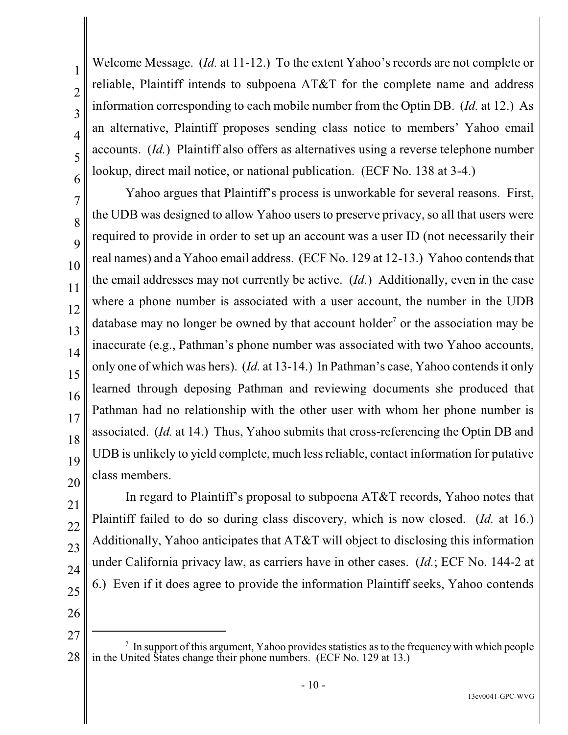Welcome Message. (*Id.* at 11-12.) To the extent Yahoo's records are not complete or reliable, Plaintiff intends to subpoena AT&T for the complete name and address information corresponding to each mobile number from the Optin DB. (*Id.* at 12.) As an alternative, Plaintiff proposes sending class notice to members' Yahoo email accounts. (*Id.*) Plaintiff also offers as alternatives using a reverse telephone number lookup, direct mail notice, or national publication. (ECF No. 138 at 3-4.)

Yahoo argues that Plaintiff's process is unworkable for several reasons. First, the UDB was designed to allow Yahoo users to preserve privacy, so all that users were required to provide in order to set up an account was a user ID (not necessarily their real names) and a Yahoo email address. (ECF No. 129 at 12-13.) Yahoo contends that the email addresses may not currently be active. (*Id.*) Additionally, even in the case where a phone number is associated with a user account, the number in the UDB database may no longer be owned by that account holder[7] or the association may be inaccurate (e.g., Pathman's phone number was associated with two Yahoo accounts, only one of which was hers). (*Id.* at 13-14.) In Pathman's case, Yahoo contends it only learned through deposing Pathman and reviewing documents she produced that Pathman had no relationship with the other user with whom her phone number is associated. (*Id.* at 14.) Thus, Yahoo submits that cross-referencing the Optin DB and UDB is unlikely to yield complete, much less reliable, contact information for putative class members.

In regard to Plaintiff's proposal to subpoena AT&T records, Yahoo notes that Plaintiff failed to do so during class discovery, which is now closed. (*Id.* at 16.) Additionally, Yahoo anticipates that AT&T will object to disclosing this information under California privacy law, as carriers have in other cases. (*Id.*; ECF No. 144-2 at 6.) Even if it does agree to provide the information Plaintiff seeks, Yahoo contends

---

[7] In support of this argument, Yahoo provides statistics as to the frequency with which people in the United States change their phone numbers. (ECF No. 129 at 13.)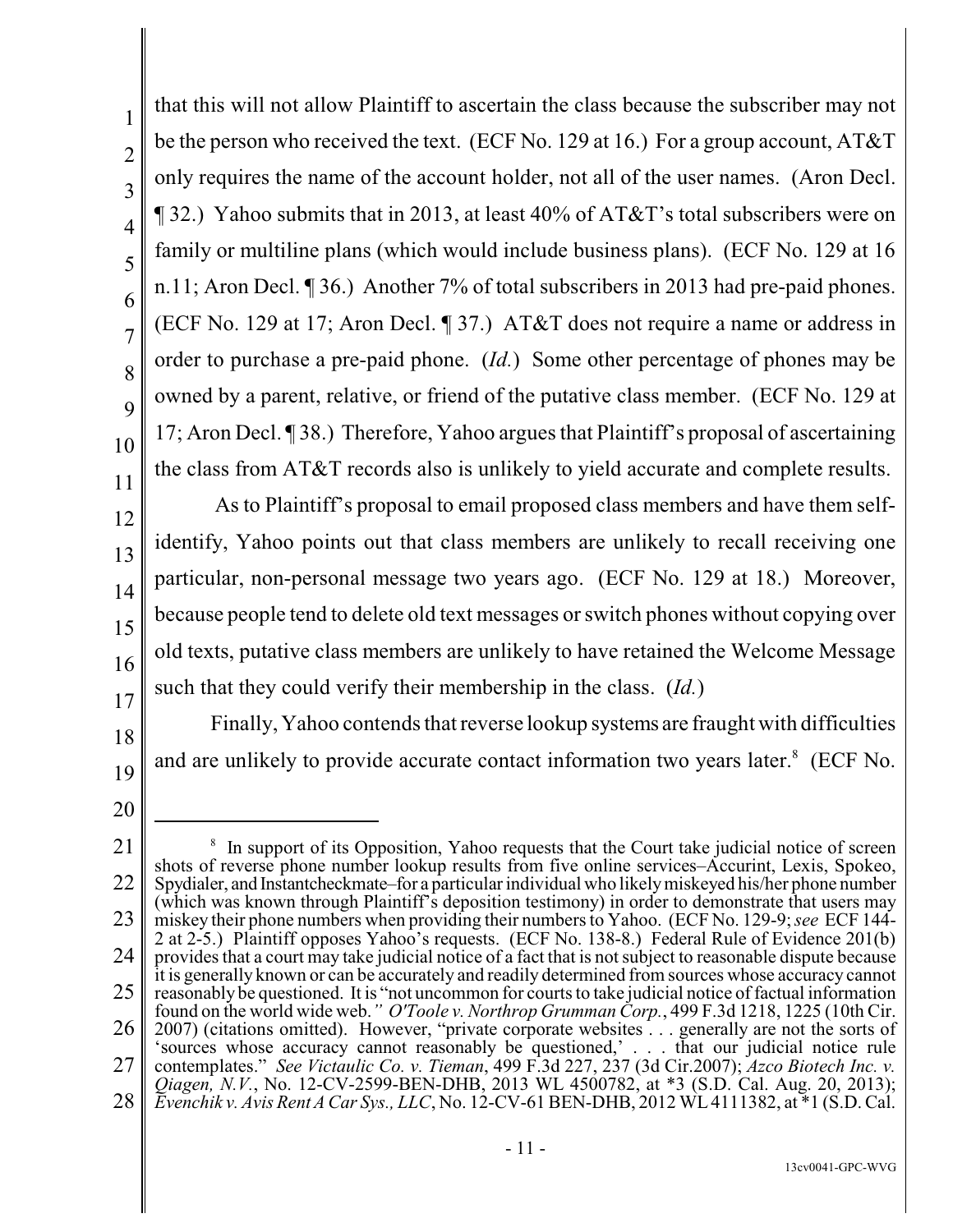that this will not allow Plaintiff to ascertain the class because the subscriber may not be the person who received the text. (ECF No. 129 at 16.) For a group account, AT&T only requires the name of the account holder, not all of the user names. (Aron Decl. ¶ 32.) Yahoo submits that in 2013, at least 40% of AT&T's total subscribers were on family or multiline plans (which would include business plans). (ECF No. 129 at 16 n.11; Aron Decl. ¶ 36.) Another 7% of total subscribers in 2013 had pre-paid phones. (ECF No. 129 at 17; Aron Decl. ¶ 37.) AT&T does not require a name or address in order to purchase a pre-paid phone. (*Id.*) Some other percentage of phones may be owned by a parent, relative, or friend of the putative class member. (ECF No. 129 at 17; Aron Decl. ¶ 38.) Therefore, Yahoo argues that Plaintiff's proposal of ascertaining the class from AT&T records also is unlikely to yield accurate and complete results.

As to Plaintiff's proposal to email proposed class members and have them self-identify, Yahoo points out that class members are unlikely to recall receiving one particular, non-personal message two years ago. (ECF No. 129 at 18.) Moreover, because people tend to delete old text messages or switch phones without copying over old texts, putative class members are unlikely to have retained the Welcome Message such that they could verify their membership in the class. (*Id.*)

Finally, Yahoo contends that reverse lookup systems are fraught with difficulties and are unlikely to provide accurate contact information two years later.[8] (ECF No.

---

[8] In support of its Opposition, Yahoo requests that the Court take judicial notice of screen shots of reverse phone number lookup results from five online services–Accurint, Lexis, Spokeo, Spydialer, and Instantcheckmate–for a particular individual who likely miskeyed his/her phone number (which was known through Plaintiff's deposition testimony) in order to demonstrate that users may miskey their phone numbers when providing their numbers to Yahoo. (ECF No. 129-9; *see* ECF 144-2 at 2-5.) Plaintiff opposes Yahoo's requests. (ECF No. 138-8.) Federal Rule of Evidence 201(b) provides that a court may take judicial notice of a fact that is not subject to reasonable dispute because it is generally known or can be accurately and readily determined from sources whose accuracy cannot reasonably be questioned. It is "not uncommon for courts to take judicial notice of factual information found on the world wide web.*" O'Toole v. Northrop Grumman Corp.*, 499 F.3d 1218, 1225 (10th Cir. 2007) (citations omitted). However, "private corporate websites . . . generally are not the sorts of 'sources whose accuracy cannot reasonably be questioned,' . . . that our judicial notice rule contemplates." *See Victaulic Co. v. Tieman*, 499 F.3d 227, 237 (3d Cir.2007); *Azco Biotech Inc. v. Qiagen, N.V.*, No. 12-CV-2599-BEN-DHB, 2013 WL 4500782, at *3 (S.D. Cal. Aug. 20, 2013); *Evenchik v. Avis Rent A Car Sys., LLC*, No. 12-CV-61 BEN-DHB, 2012 WL 4111382, at *1 (S.D. Cal.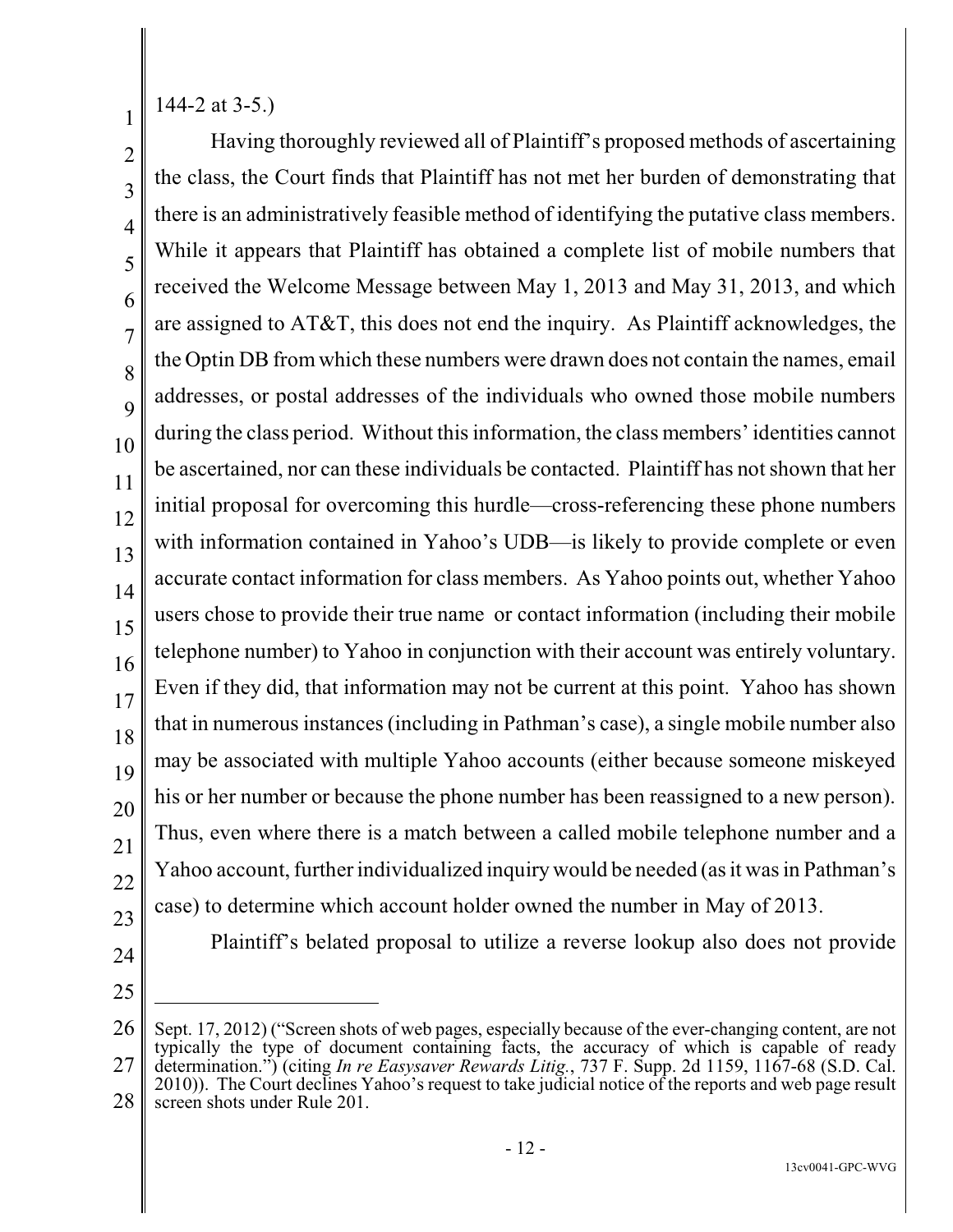144-2 at 3-5.)

Having thoroughly reviewed all of Plaintiff's proposed methods of ascertaining the class, the Court finds that Plaintiff has not met her burden of demonstrating that there is an administratively feasible method of identifying the putative class members. While it appears that Plaintiff has obtained a complete list of mobile numbers that received the Welcome Message between May 1, 2013 and May 31, 2013, and which are assigned to AT&T, this does not end the inquiry. As Plaintiff acknowledges, the the Optin DB from which these numbers were drawn does not contain the names, email addresses, or postal addresses of the individuals who owned those mobile numbers during the class period. Without this information, the class members' identities cannot be ascertained, nor can these individuals be contacted. Plaintiff has not shown that her initial proposal for overcoming this hurdle—cross-referencing these phone numbers with information contained in Yahoo's UDB—is likely to provide complete or even accurate contact information for class members. As Yahoo points out, whether Yahoo users chose to provide their true name or contact information (including their mobile telephone number) to Yahoo in conjunction with their account was entirely voluntary. Even if they did, that information may not be current at this point. Yahoo has shown that in numerous instances (including in Pathman's case), a single mobile number also may be associated with multiple Yahoo accounts (either because someone miskeyed his or her number or because the phone number has been reassigned to a new person). Thus, even where there is a match between a called mobile telephone number and a Yahoo account, further individualized inquiry would be needed (as it was in Pathman's case) to determine which account holder owned the number in May of 2013.

Plaintiff's belated proposal to utilize a reverse lookup also does not provide

---

Sept. 17, 2012) ("Screen shots of web pages, especially because of the ever-changing content, are not typically the type of document containing facts, the accuracy of which is capable of ready determination.") (citing *In re Easysaver Rewards Litig.*, 737 F. Supp. 2d 1159, 1167-68 (S.D. Cal. 2010)). The Court declines Yahoo's request to take judicial notice of the reports and web page result screen shots under Rule 201.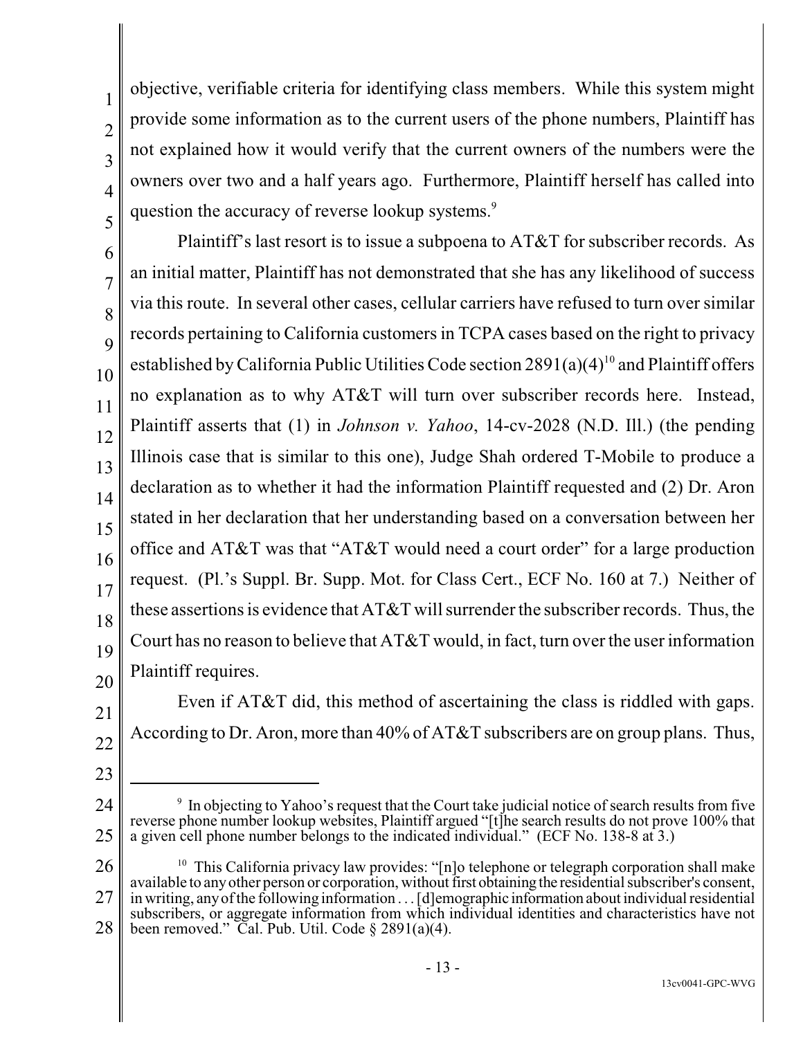objective, verifiable criteria for identifying class members. While this system might provide some information as to the current users of the phone numbers, Plaintiff has not explained how it would verify that the current owners of the numbers were the owners over two and a half years ago. Furthermore, Plaintiff herself has called into question the accuracy of reverse lookup systems.[9]

Plaintiff's last resort is to issue a subpoena to AT&T for subscriber records. As an initial matter, Plaintiff has not demonstrated that she has any likelihood of success via this route. In several other cases, cellular carriers have refused to turn over similar records pertaining to California customers in TCPA cases based on the right to privacy established by California Public Utilities Code section 2891(a)(4)[10] and Plaintiff offers no explanation as to why AT&T will turn over subscriber records here. Instead, Plaintiff asserts that (1) in *Johnson v. Yahoo*, 14-cv-2028 (N.D. Ill.) (the pending Illinois case that is similar to this one), Judge Shah ordered T-Mobile to produce a declaration as to whether it had the information Plaintiff requested and (2) Dr. Aron stated in her declaration that her understanding based on a conversation between her office and AT&T was that "AT&T would need a court order" for a large production request. (Pl.'s Suppl. Br. Supp. Mot. for Class Cert., ECF No. 160 at 7.) Neither of these assertions is evidence that AT&T will surrender the subscriber records. Thus, the Court has no reason to believe that AT&T would, in fact, turn over the user information Plaintiff requires.

Even if AT&T did, this method of ascertaining the class is riddled with gaps. According to Dr. Aron, more than 40% of AT&T subscribers are on group plans. Thus,

---

[9] In objecting to Yahoo's request that the Court take judicial notice of search results from five reverse phone number lookup websites, Plaintiff argued "[t]he search results do not prove 100% that a given cell phone number belongs to the indicated individual." (ECF No. 138-8 at 3.)

[10] This California privacy law provides: "[n]o telephone or telegraph corporation shall make available to any other person or corporation, without first obtaining the residential subscriber's consent, in writing, any of the following information . . . [d]emographic information about individual residential subscribers, or aggregate information from which individual identities and characteristics have not been removed." Cal. Pub. Util. Code § 2891(a)(4).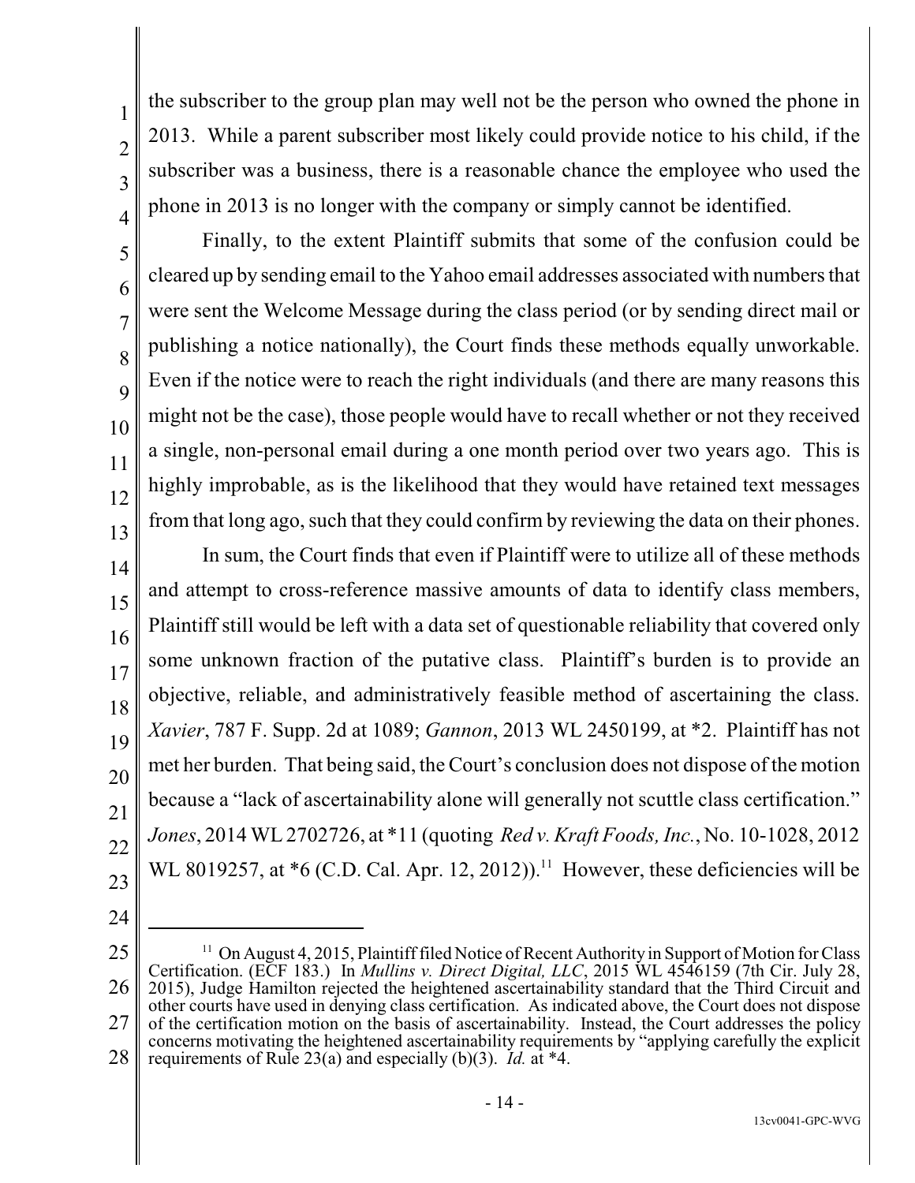the subscriber to the group plan may well not be the person who owned the phone in 2013. While a parent subscriber most likely could provide notice to his child, if the subscriber was a business, there is a reasonable chance the employee who used the phone in 2013 is no longer with the company or simply cannot be identified.

Finally, to the extent Plaintiff submits that some of the confusion could be cleared up by sending email to the Yahoo email addresses associated with numbers that were sent the Welcome Message during the class period (or by sending direct mail or publishing a notice nationally), the Court finds these methods equally unworkable. Even if the notice were to reach the right individuals (and there are many reasons this might not be the case), those people would have to recall whether or not they received a single, non-personal email during a one month period over two years ago. This is highly improbable, as is the likelihood that they would have retained text messages from that long ago, such that they could confirm by reviewing the data on their phones.

In sum, the Court finds that even if Plaintiff were to utilize all of these methods and attempt to cross-reference massive amounts of data to identify class members, Plaintiff still would be left with a data set of questionable reliability that covered only some unknown fraction of the putative class. Plaintiff's burden is to provide an objective, reliable, and administratively feasible method of ascertaining the class. *Xavier*, 787 F. Supp. 2d at 1089; *Gannon*, 2013 WL 2450199, at *2. Plaintiff has not met her burden. That being said, the Court's conclusion does not dispose of the motion because a "lack of ascertainability alone will generally not scuttle class certification." *Jones*, 2014 WL 2702726, at *11 (quoting *Red v. Kraft Foods, Inc.*, No. 10-1028, 2012 WL 8019257, at *6 (C.D. Cal. Apr. 12, 2012)).[11] However, these deficiencies will be

[11] On August 4, 2015, Plaintiff filed Notice of Recent Authority in Support of Motion for Class Certification. (ECF 183.) In *Mullins v. Direct Digital, LLC*, 2015 WL 4546159 (7th Cir. July 28, 2015), Judge Hamilton rejected the heightened ascertainability standard that the Third Circuit and other courts have used in denying class certification. As indicated above, the Court does not dispose of the certification motion on the basis of ascertainability. Instead, the Court addresses the policy concerns motivating the heightened ascertainability requirements by "applying carefully the explicit requirements of Rule 23(a) and especially (b)(3). *Id.* at *4.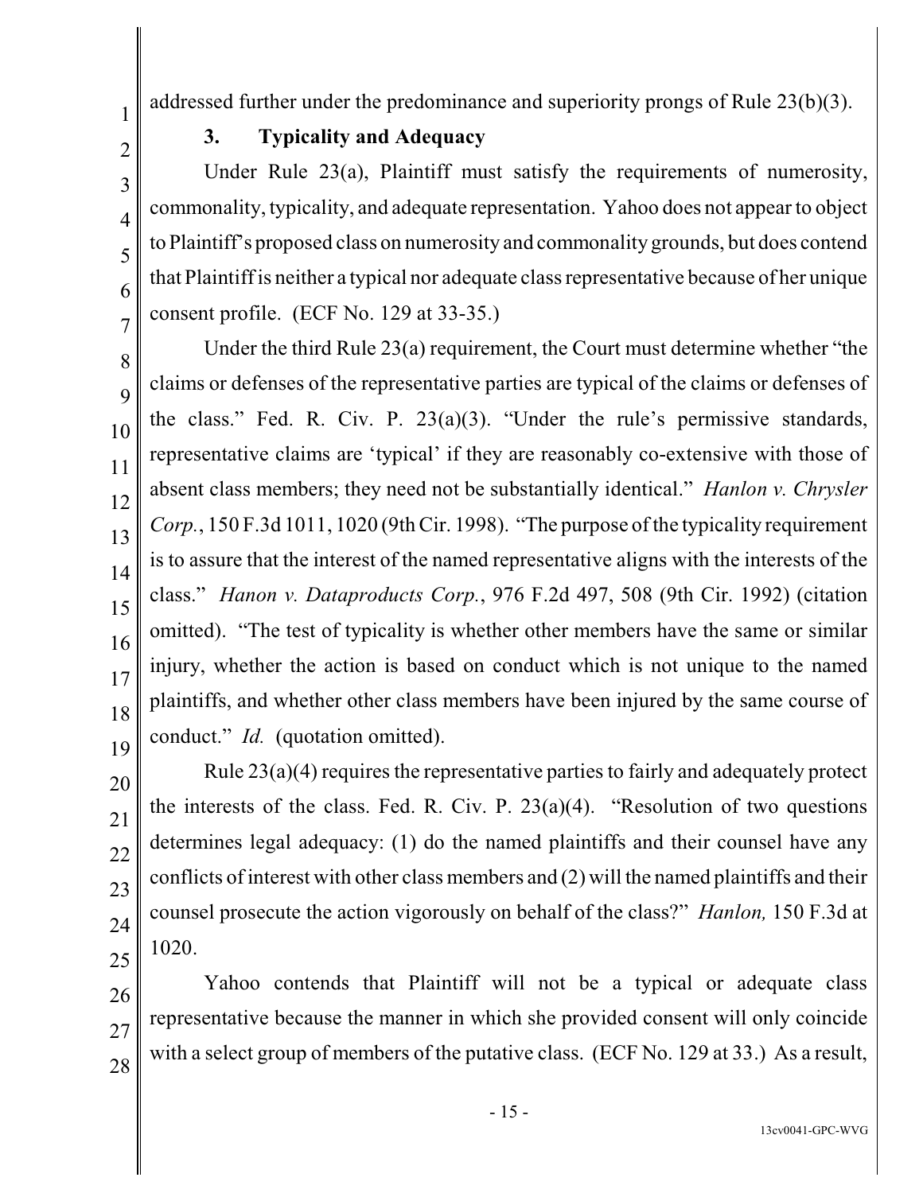addressed further under the predominance and superiority prongs of Rule 23(b)(3).

### 3. Typicality and Adequacy

Under Rule 23(a), Plaintiff must satisfy the requirements of numerosity, commonality, typicality, and adequate representation. Yahoo does not appear to object to Plaintiff's proposed class on numerosity and commonality grounds, but does contend that Plaintiff is neither a typical nor adequate class representative because of her unique consent profile. (ECF No. 129 at 33-35.)

Under the third Rule 23(a) requirement, the Court must determine whether "the claims or defenses of the representative parties are typical of the claims or defenses of the class." Fed. R. Civ. P. 23(a)(3). "Under the rule's permissive standards, representative claims are 'typical' if they are reasonably co-extensive with those of absent class members; they need not be substantially identical." *Hanlon v. Chrysler Corp.*, 150 F.3d 1011, 1020 (9th Cir. 1998). "The purpose of the typicality requirement is to assure that the interest of the named representative aligns with the interests of the class." *Hanon v. Dataproducts Corp.*, 976 F.2d 497, 508 (9th Cir. 1992) (citation omitted). "The test of typicality is whether other members have the same or similar injury, whether the action is based on conduct which is not unique to the named plaintiffs, and whether other class members have been injured by the same course of conduct." *Id.* (quotation omitted).

Rule 23(a)(4) requires the representative parties to fairly and adequately protect the interests of the class. Fed. R. Civ. P. 23(a)(4). "Resolution of two questions determines legal adequacy: (1) do the named plaintiffs and their counsel have any conflicts of interest with other class members and (2) will the named plaintiffs and their counsel prosecute the action vigorously on behalf of the class?" *Hanlon,* 150 F.3d at 1020.

Yahoo contends that Plaintiff will not be a typical or adequate class representative because the manner in which she provided consent will only coincide with a select group of members of the putative class. (ECF No. 129 at 33.) As a result,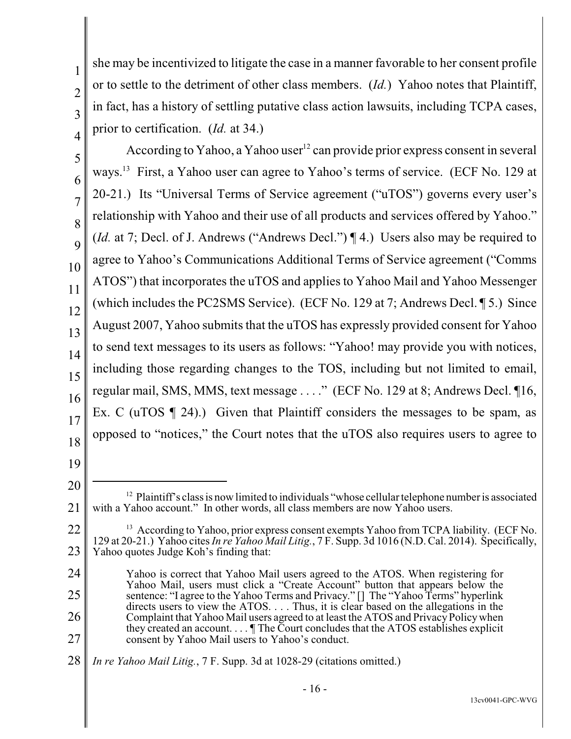she may be incentivized to litigate the case in a manner favorable to her consent profile or to settle to the detriment of other class members. (*Id.*) Yahoo notes that Plaintiff, in fact, has a history of settling putative class action lawsuits, including TCPA cases, prior to certification. (*Id.* at 34.)

According to Yahoo, a Yahoo user[12] can provide prior express consent in several ways.[13] First, a Yahoo user can agree to Yahoo's terms of service. (ECF No. 129 at 20-21.) Its "Universal Terms of Service agreement ("uTOS") governs every user's relationship with Yahoo and their use of all products and services offered by Yahoo." (*Id.* at 7; Decl. of J. Andrews ("Andrews Decl.") ¶ 4.) Users also may be required to agree to Yahoo's Communications Additional Terms of Service agreement ("Comms ATOS") that incorporates the uTOS and applies to Yahoo Mail and Yahoo Messenger (which includes the PC2SMS Service). (ECF No. 129 at 7; Andrews Decl. ¶ 5.) Since August 2007, Yahoo submits that the uTOS has expressly provided consent for Yahoo to send text messages to its users as follows: "Yahoo! may provide you with notices, including those regarding changes to the TOS, including but not limited to email, regular mail, SMS, MMS, text message . . . ." (ECF No. 129 at 8; Andrews Decl. ¶16, Ex. C (uTOS ¶ 24).) Given that Plaintiff considers the messages to be spam, as opposed to "notices," the Court notes that the uTOS also requires users to agree to

---

[12] Plaintiff's class is now limited to individuals "whose cellular telephone number is associated with a Yahoo account." In other words, all class members are now Yahoo users.

[13] According to Yahoo, prior express consent exempts Yahoo from TCPA liability. (ECF No. 129 at 20-21.) Yahoo cites *In re Yahoo Mail Litig.*, 7 F. Supp. 3d 1016 (N.D. Cal. 2014). Specifically, Yahoo quotes Judge Koh's finding that:

> Yahoo is correct that Yahoo Mail users agreed to the ATOS. When registering for Yahoo Mail, users must click a "Create Account" button that appears below the sentence: "I agree to the Yahoo Terms and Privacy." [] The "Yahoo Terms" hyperlink directs users to view the ATOS. . . . Thus, it is clear based on the allegations in the Complaint that Yahoo Mail users agreed to at least the ATOS and Privacy Policy when they created an account. . . . ¶ The Court concludes that the ATOS establishes explicit consent by Yahoo Mail users to Yahoo's conduct.

*In re Yahoo Mail Litig.*, 7 F. Supp. 3d at 1028-29 (citations omitted.)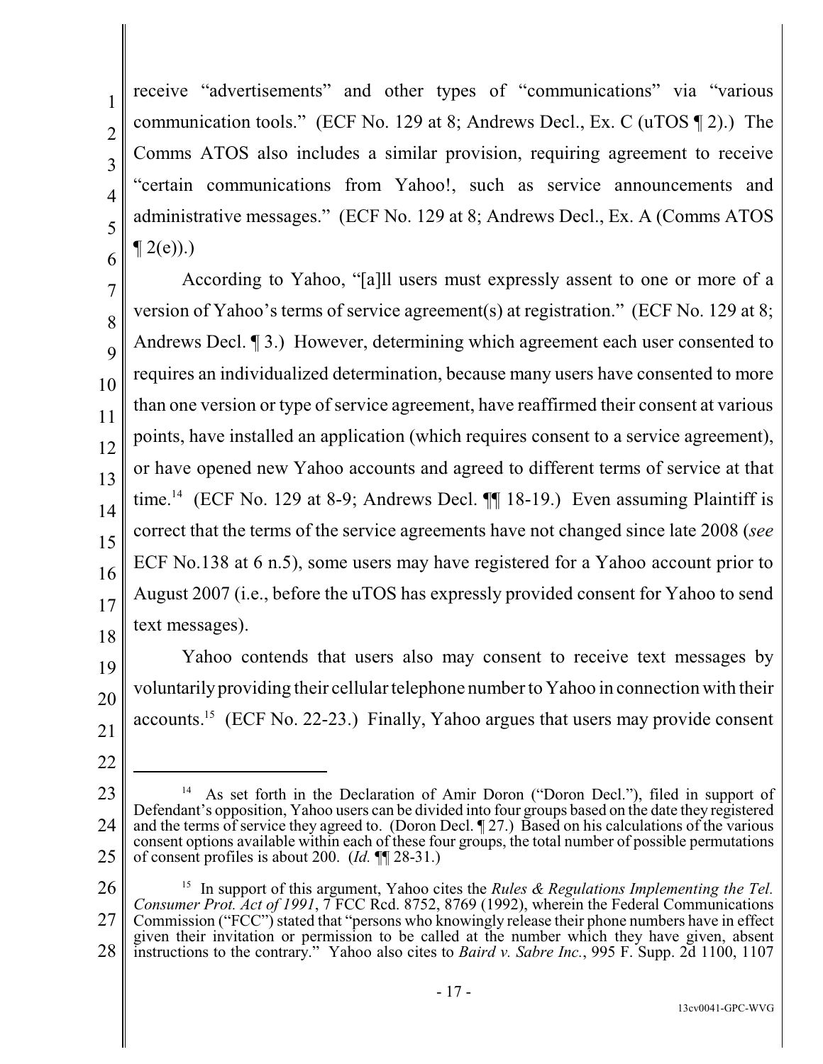receive "advertisements" and other types of "communications" via "various communication tools." (ECF No. 129 at 8; Andrews Decl., Ex. C (uTOS ¶ 2).) The Comms ATOS also includes a similar provision, requiring agreement to receive "certain communications from Yahoo!, such as service announcements and administrative messages." (ECF No. 129 at 8; Andrews Decl., Ex. A (Comms ATOS ¶ 2(e)).)

According to Yahoo, "[a]ll users must expressly assent to one or more of a version of Yahoo's terms of service agreement(s) at registration." (ECF No. 129 at 8; Andrews Decl. ¶ 3.) However, determining which agreement each user consented to requires an individualized determination, because many users have consented to more than one version or type of service agreement, have reaffirmed their consent at various points, have installed an application (which requires consent to a service agreement), or have opened new Yahoo accounts and agreed to different terms of service at that time.[14] (ECF No. 129 at 8-9; Andrews Decl. ¶¶ 18-19.) Even assuming Plaintiff is correct that the terms of the service agreements have not changed since late 2008 (*see* ECF No.138 at 6 n.5), some users may have registered for a Yahoo account prior to August 2007 (i.e., before the uTOS has expressly provided consent for Yahoo to send text messages).

Yahoo contends that users also may consent to receive text messages by voluntarily providing their cellular telephone number to Yahoo in connection with their accounts.[15] (ECF No. 22-23.) Finally, Yahoo argues that users may provide consent

---

[14] As set forth in the Declaration of Amir Doron ("Doron Decl."), filed in support of Defendant's opposition, Yahoo users can be divided into four groups based on the date they registered and the terms of service they agreed to. (Doron Decl. ¶ 27.) Based on his calculations of the various consent options available within each of these four groups, the total number of possible permutations of consent profiles is about 200. (*Id.* ¶¶ 28-31.)

[15] In support of this argument, Yahoo cites the *Rules & Regulations Implementing the Tel. Consumer Prot. Act of 1991*, 7 FCC Rcd. 8752, 8769 (1992), wherein the Federal Communications Commission ("FCC") stated that "persons who knowingly release their phone numbers have in effect given their invitation or permission to be called at the number which they have given, absent instructions to the contrary." Yahoo also cites to *Baird v. Sabre Inc.*, 995 F. Supp. 2d 1100, 1107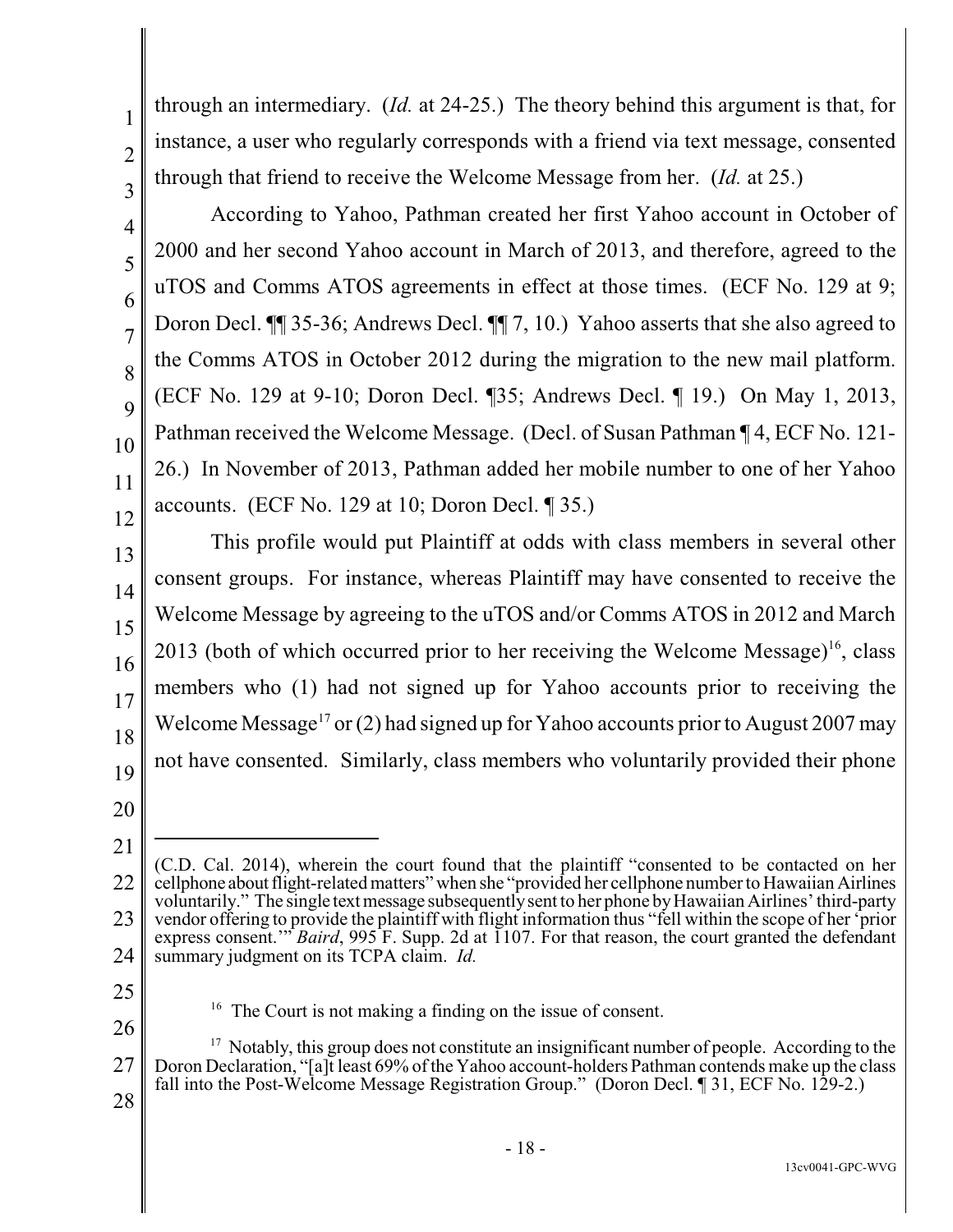through an intermediary. (*Id.* at 24-25.) The theory behind this argument is that, for instance, a user who regularly corresponds with a friend via text message, consented through that friend to receive the Welcome Message from her. (*Id.* at 25.)

According to Yahoo, Pathman created her first Yahoo account in October of 2000 and her second Yahoo account in March of 2013, and therefore, agreed to the uTOS and Comms ATOS agreements in effect at those times. (ECF No. 129 at 9; Doron Decl. ¶¶ 35-36; Andrews Decl. ¶¶ 7, 10.) Yahoo asserts that she also agreed to the Comms ATOS in October 2012 during the migration to the new mail platform. (ECF No. 129 at 9-10; Doron Decl. ¶35; Andrews Decl. ¶ 19.) On May 1, 2013, Pathman received the Welcome Message. (Decl. of Susan Pathman ¶ 4, ECF No. 121-26.) In November of 2013, Pathman added her mobile number to one of her Yahoo accounts. (ECF No. 129 at 10; Doron Decl. ¶ 35.)

This profile would put Plaintiff at odds with class members in several other consent groups. For instance, whereas Plaintiff may have consented to receive the Welcome Message by agreeing to the uTOS and/or Comms ATOS in 2012 and March 2013 (both of which occurred prior to her receiving the Welcome Message)[16], class members who (1) had not signed up for Yahoo accounts prior to receiving the Welcome Message[17] or (2) had signed up for Yahoo accounts prior to August 2007 may not have consented. Similarly, class members who voluntarily provided their phone

---

(C.D. Cal. 2014), wherein the court found that the plaintiff "consented to be contacted on her cellphone about flight-related matters" when she "provided her cellphone number to Hawaiian Airlines voluntarily." The single text message subsequently sent to her phone by Hawaiian Airlines' third-party vendor offering to provide the plaintiff with flight information thus "fell within the scope of her 'prior express consent.'" *Baird*, 995 F. Supp. 2d at 1107. For that reason, the court granted the defendant summary judgment on its TCPA claim. *Id.*

[16] The Court is not making a finding on the issue of consent.

[17] Notably, this group does not constitute an insignificant number of people. According to the Doron Declaration, "[a]t least 69% of the Yahoo account-holders Pathman contends make up the class fall into the Post-Welcome Message Registration Group." (Doron Decl. ¶ 31, ECF No. 129-2.)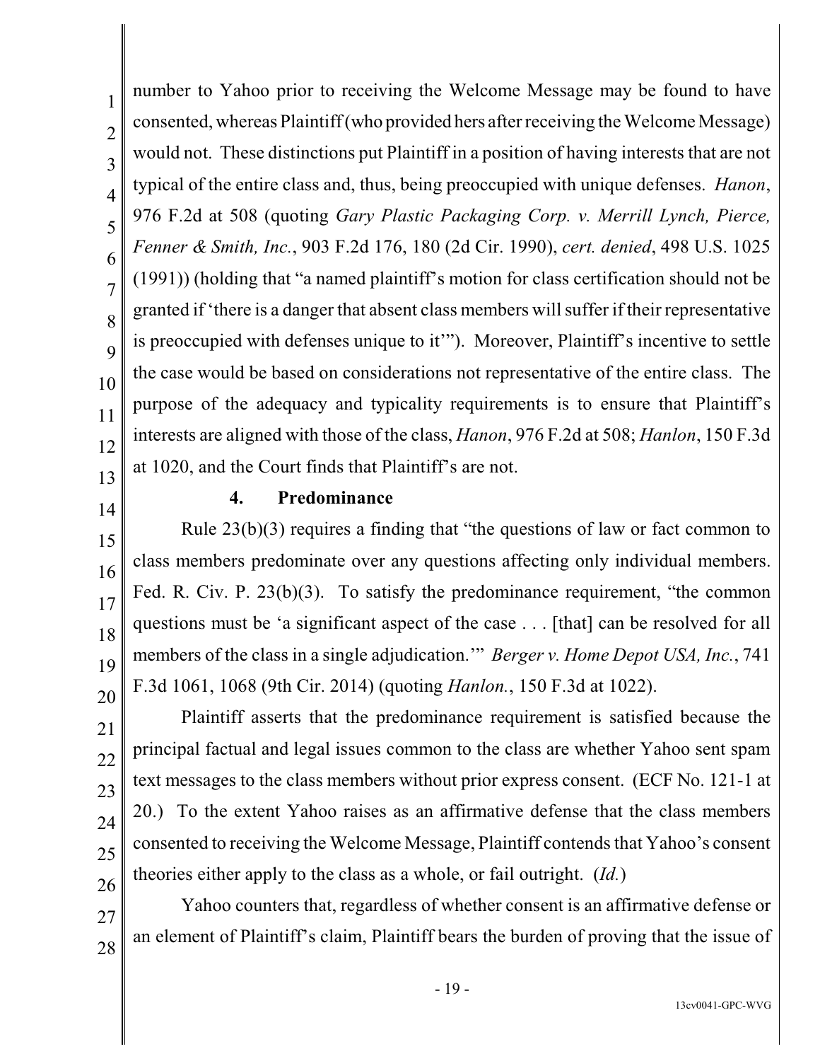number to Yahoo prior to receiving the Welcome Message may be found to have consented, whereas Plaintiff (who provided hers after receiving the Welcome Message) would not. These distinctions put Plaintiff in a position of having interests that are not typical of the entire class and, thus, being preoccupied with unique defenses. *Hanon*, 976 F.2d at 508 (quoting *Gary Plastic Packaging Corp. v. Merrill Lynch, Pierce, Fenner & Smith, Inc.*, 903 F.2d 176, 180 (2d Cir. 1990), *cert. denied*, 498 U.S. 1025 (1991)) (holding that "a named plaintiff's motion for class certification should not be granted if 'there is a danger that absent class members will suffer if their representative is preoccupied with defenses unique to it'"). Moreover, Plaintiff's incentive to settle the case would be based on considerations not representative of the entire class. The purpose of the adequacy and typicality requirements is to ensure that Plaintiff's interests are aligned with those of the class, *Hanon*, 976 F.2d at 508; *Hanlon*, 150 F.3d at 1020, and the Court finds that Plaintiff's are not.

**4. Predominance**

Rule 23(b)(3) requires a finding that "the questions of law or fact common to class members predominate over any questions affecting only individual members. Fed. R. Civ. P. 23(b)(3). To satisfy the predominance requirement, "the common questions must be 'a significant aspect of the case . . . [that] can be resolved for all members of the class in a single adjudication.'" *Berger v. Home Depot USA, Inc.*, 741 F.3d 1061, 1068 (9th Cir. 2014) (quoting *Hanlon.*, 150 F.3d at 1022).

Plaintiff asserts that the predominance requirement is satisfied because the principal factual and legal issues common to the class are whether Yahoo sent spam text messages to the class members without prior express consent. (ECF No. 121-1 at 20.) To the extent Yahoo raises as an affirmative defense that the class members consented to receiving the Welcome Message, Plaintiff contends that Yahoo's consent theories either apply to the class as a whole, or fail outright. (*Id.*)

Yahoo counters that, regardless of whether consent is an affirmative defense or an element of Plaintiff's claim, Plaintiff bears the burden of proving that the issue of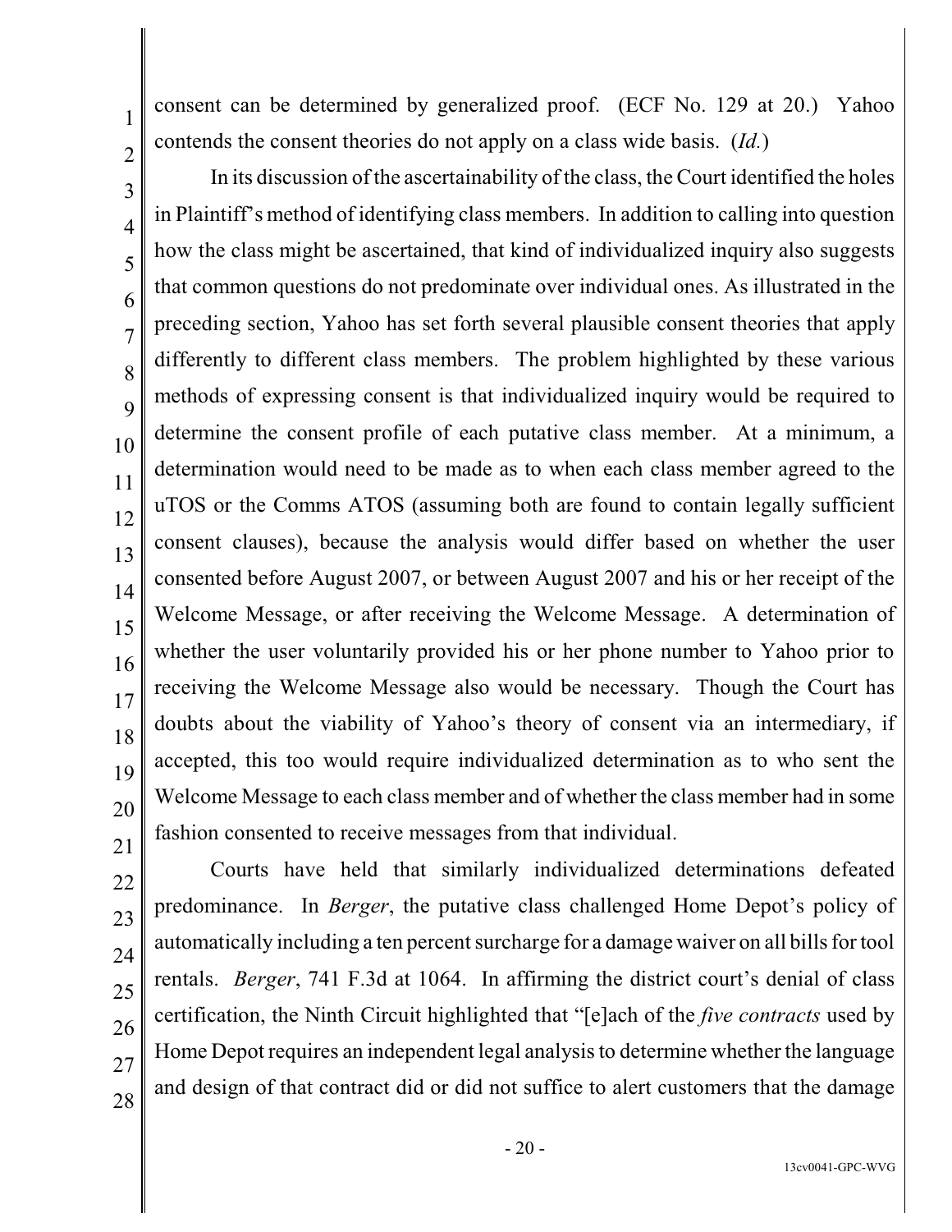consent can be determined by generalized proof. (ECF No. 129 at 20.) Yahoo contends the consent theories do not apply on a class wide basis. (*Id.*)

In its discussion of the ascertainability of the class, the Court identified the holes in Plaintiff's method of identifying class members. In addition to calling into question how the class might be ascertained, that kind of individualized inquiry also suggests that common questions do not predominate over individual ones. As illustrated in the preceding section, Yahoo has set forth several plausible consent theories that apply differently to different class members. The problem highlighted by these various methods of expressing consent is that individualized inquiry would be required to determine the consent profile of each putative class member. At a minimum, a determination would need to be made as to when each class member agreed to the uTOS or the Comms ATOS (assuming both are found to contain legally sufficient consent clauses), because the analysis would differ based on whether the user consented before August 2007, or between August 2007 and his or her receipt of the Welcome Message, or after receiving the Welcome Message. A determination of whether the user voluntarily provided his or her phone number to Yahoo prior to receiving the Welcome Message also would be necessary. Though the Court has doubts about the viability of Yahoo's theory of consent via an intermediary, if accepted, this too would require individualized determination as to who sent the Welcome Message to each class member and of whether the class member had in some fashion consented to receive messages from that individual.

Courts have held that similarly individualized determinations defeated predominance. In *Berger*, the putative class challenged Home Depot's policy of automatically including a ten percent surcharge for a damage waiver on all bills for tool rentals. *Berger*, 741 F.3d at 1064. In affirming the district court's denial of class certification, the Ninth Circuit highlighted that "[e]ach of the *five contracts* used by Home Depot requires an independent legal analysis to determine whether the language and design of that contract did or did not suffice to alert customers that the damage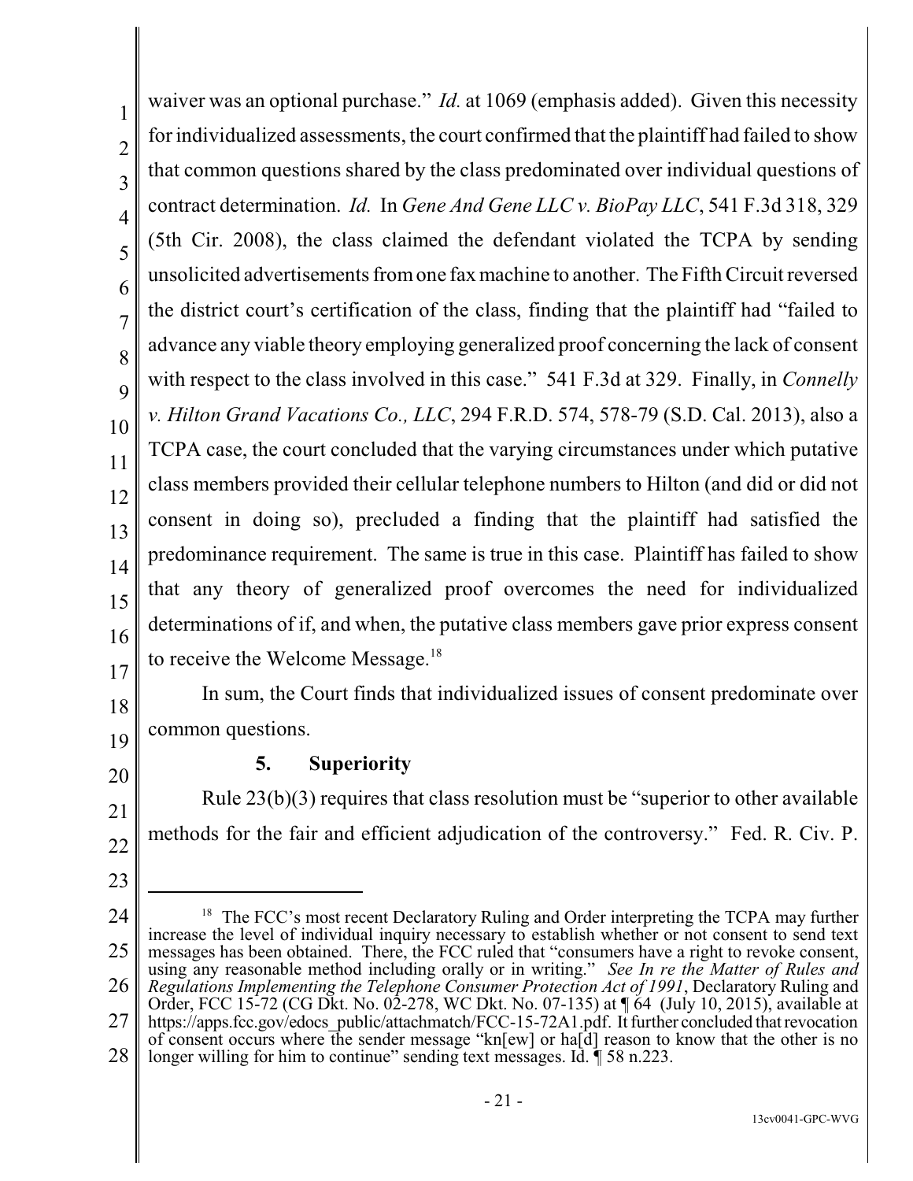waiver was an optional purchase." *Id.* at 1069 (emphasis added). Given this necessity for individualized assessments, the court confirmed that the plaintiff had failed to show that common questions shared by the class predominated over individual questions of contract determination. *Id.* In *Gene And Gene LLC v. BioPay LLC*, 541 F.3d 318, 329 (5th Cir. 2008), the class claimed the defendant violated the TCPA by sending unsolicited advertisements from one fax machine to another. The Fifth Circuit reversed the district court's certification of the class, finding that the plaintiff had "failed to advance any viable theory employing generalized proof concerning the lack of consent with respect to the class involved in this case." 541 F.3d at 329. Finally, in *Connelly v. Hilton Grand Vacations Co., LLC*, 294 F.R.D. 574, 578-79 (S.D. Cal. 2013), also a TCPA case, the court concluded that the varying circumstances under which putative class members provided their cellular telephone numbers to Hilton (and did or did not consent in doing so), precluded a finding that the plaintiff had satisfied the predominance requirement. The same is true in this case. Plaintiff has failed to show that any theory of generalized proof overcomes the need for individualized determinations of if, and when, the putative class members gave prior express consent to receive the Welcome Message.[18]

In sum, the Court finds that individualized issues of consent predominate over common questions.

### 5. Superiority

Rule 23(b)(3) requires that class resolution must be "superior to other available methods for the fair and efficient adjudication of the controversy." Fed. R. Civ. P.

---

[18] The FCC's most recent Declaratory Ruling and Order interpreting the TCPA may further increase the level of individual inquiry necessary to establish whether or not consent to send text messages has been obtained. There, the FCC ruled that "consumers have a right to revoke consent, using any reasonable method including orally or in writing." *See In re the Matter of Rules and Regulations Implementing the Telephone Consumer Protection Act of 1991*, Declaratory Ruling and Order, FCC 15-72 (CG Dkt. No. 02-278, WC Dkt. No. 07-135) at ¶ 64 (July 10, 2015), available at https://apps.fcc.gov/edocs_public/attachmatch/FCC-15-72A1.pdf. It further concluded that revocation of consent occurs where the sender message "kn[ew] or ha[d] reason to know that the other is no longer willing for him to continue" sending text messages. Id. ¶ 58 n.223.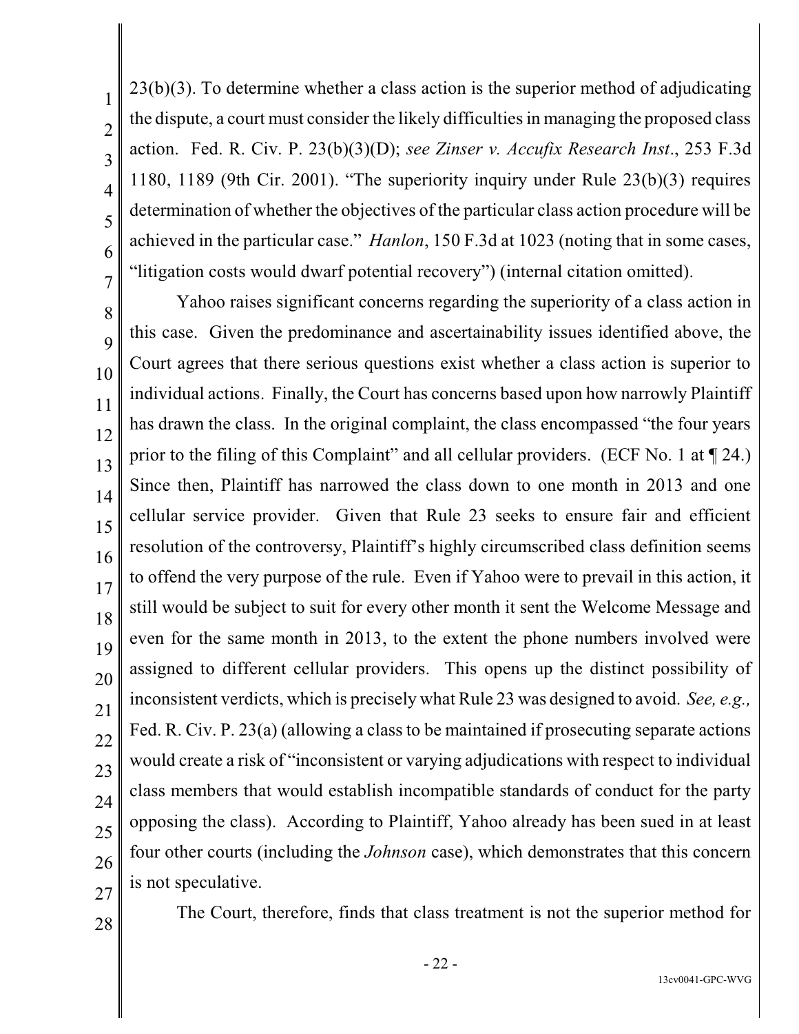23(b)(3). To determine whether a class action is the superior method of adjudicating the dispute, a court must consider the likely difficulties in managing the proposed class action. Fed. R. Civ. P. 23(b)(3)(D); *see Zinser v. Accufix Research Inst*., 253 F.3d 1180, 1189 (9th Cir. 2001). "The superiority inquiry under Rule 23(b)(3) requires determination of whether the objectives of the particular class action procedure will be achieved in the particular case." *Hanlon*, 150 F.3d at 1023 (noting that in some cases, "litigation costs would dwarf potential recovery") (internal citation omitted).

Yahoo raises significant concerns regarding the superiority of a class action in this case. Given the predominance and ascertainability issues identified above, the Court agrees that there serious questions exist whether a class action is superior to individual actions. Finally, the Court has concerns based upon how narrowly Plaintiff has drawn the class. In the original complaint, the class encompassed "the four years prior to the filing of this Complaint" and all cellular providers. (ECF No. 1 at ¶ 24.) Since then, Plaintiff has narrowed the class down to one month in 2013 and one cellular service provider. Given that Rule 23 seeks to ensure fair and efficient resolution of the controversy, Plaintiff's highly circumscribed class definition seems to offend the very purpose of the rule. Even if Yahoo were to prevail in this action, it still would be subject to suit for every other month it sent the Welcome Message and even for the same month in 2013, to the extent the phone numbers involved were assigned to different cellular providers. This opens up the distinct possibility of inconsistent verdicts, which is precisely what Rule 23 was designed to avoid. *See, e.g.,* Fed. R. Civ. P. 23(a) (allowing a class to be maintained if prosecuting separate actions would create a risk of "inconsistent or varying adjudications with respect to individual class members that would establish incompatible standards of conduct for the party opposing the class). According to Plaintiff, Yahoo already has been sued in at least four other courts (including the *Johnson* case), which demonstrates that this concern is not speculative.

The Court, therefore, finds that class treatment is not the superior method for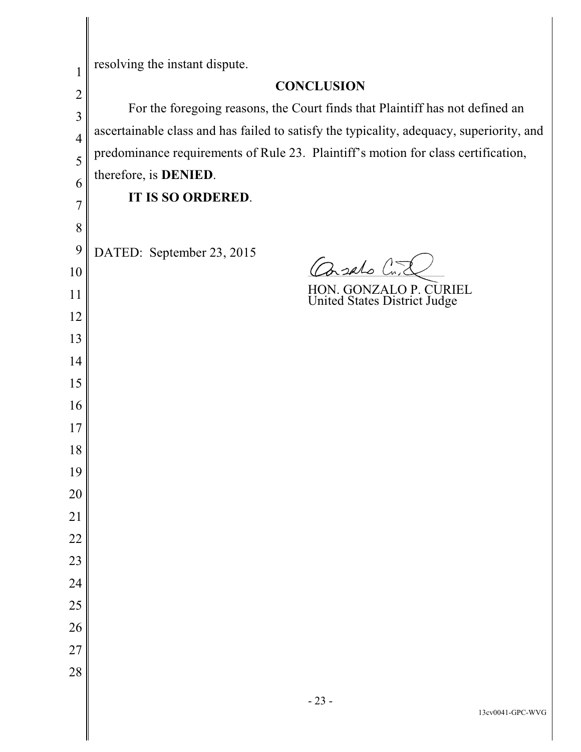resolving the instant dispute.

## CONCLUSION

For the foregoing reasons, the Court finds that Plaintiff has not defined an ascertainable class and has failed to satisfy the typicality, adequacy, superiority, and predominance requirements of Rule 23. Plaintiff's motion for class certification, therefore, is **DENIED**.

**IT IS SO ORDERED**.

DATED: September 23, 2015

HON. GONZALO P. CURIEL
United States District Judge